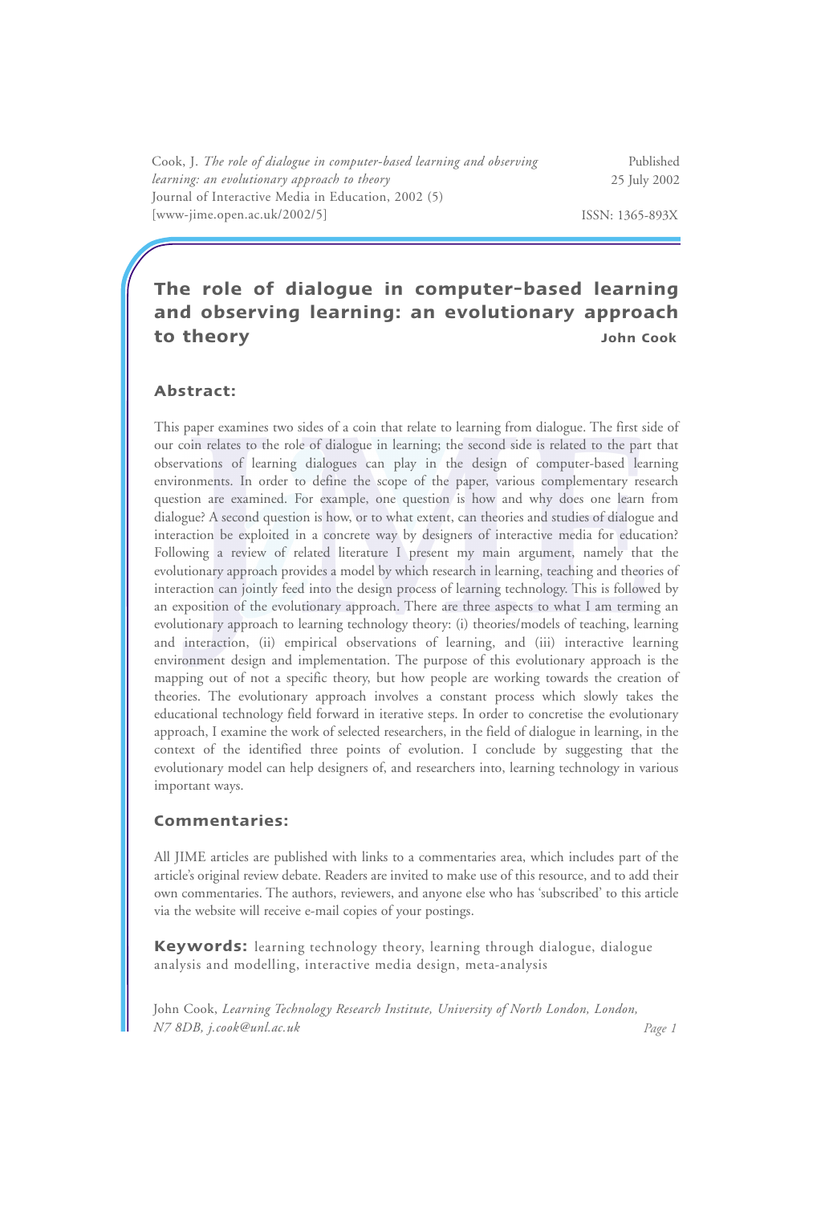Cook, J. *The role of dialogue in computer-based learning and observing learning: an evolutionary approach to theory*
Journal of Interactive Media in Education, 2002 (5)
[www-jime.open.ac.uk/2002/5]

Published
25 July 2002

ISSN: 1365-893X

# The role of dialogue in computer-based learning and observing learning: an evolutionary approach to theory

**John Cook**

## Abstract:

This paper examines two sides of a coin that relate to learning from dialogue. The first side of our coin relates to the role of dialogue in learning; the second side is related to the part that observations of learning dialogues can play in the design of computer-based learning environments. In order to define the scope of the paper, various complementary research question are examined. For example, one question is how and why does one learn from dialogue? A second question is how, or to what extent, can theories and studies of dialogue and interaction be exploited in a concrete way by designers of interactive media for education? Following a review of related literature I present my main argument, namely that the evolutionary approach provides a model by which research in learning, teaching and theories of interaction can jointly feed into the design process of learning technology. This is followed by an exposition of the evolutionary approach. There are three aspects to what I am terming an evolutionary approach to learning technology theory: (i) theories/models of teaching, learning and interaction, (ii) empirical observations of learning, and (iii) interactive learning environment design and implementation. The purpose of this evolutionary approach is the mapping out of not a specific theory, but how people are working towards the creation of theories. The evolutionary approach involves a constant process which slowly takes the educational technology field forward in iterative steps. In order to concretise the evolutionary approach, I examine the work of selected researchers, in the field of dialogue in learning, in the context of the identified three points of evolution. I conclude by suggesting that the evolutionary model can help designers of, and researchers into, learning technology in various important ways.

## Commentaries:

All JIME articles are published with links to a commentaries area, which includes part of the article's original review debate. Readers are invited to make use of this resource, and to add their own commentaries. The authors, reviewers, and anyone else who has 'subscribed' to this article via the website will receive e-mail copies of your postings.

**Keywords:** learning technology theory, learning through dialogue, dialogue analysis and modelling, interactive media design, meta-analysis

John Cook, *Learning Technology Research Institute, University of North London, London, N7 8DB, j.cook@unl.ac.uk*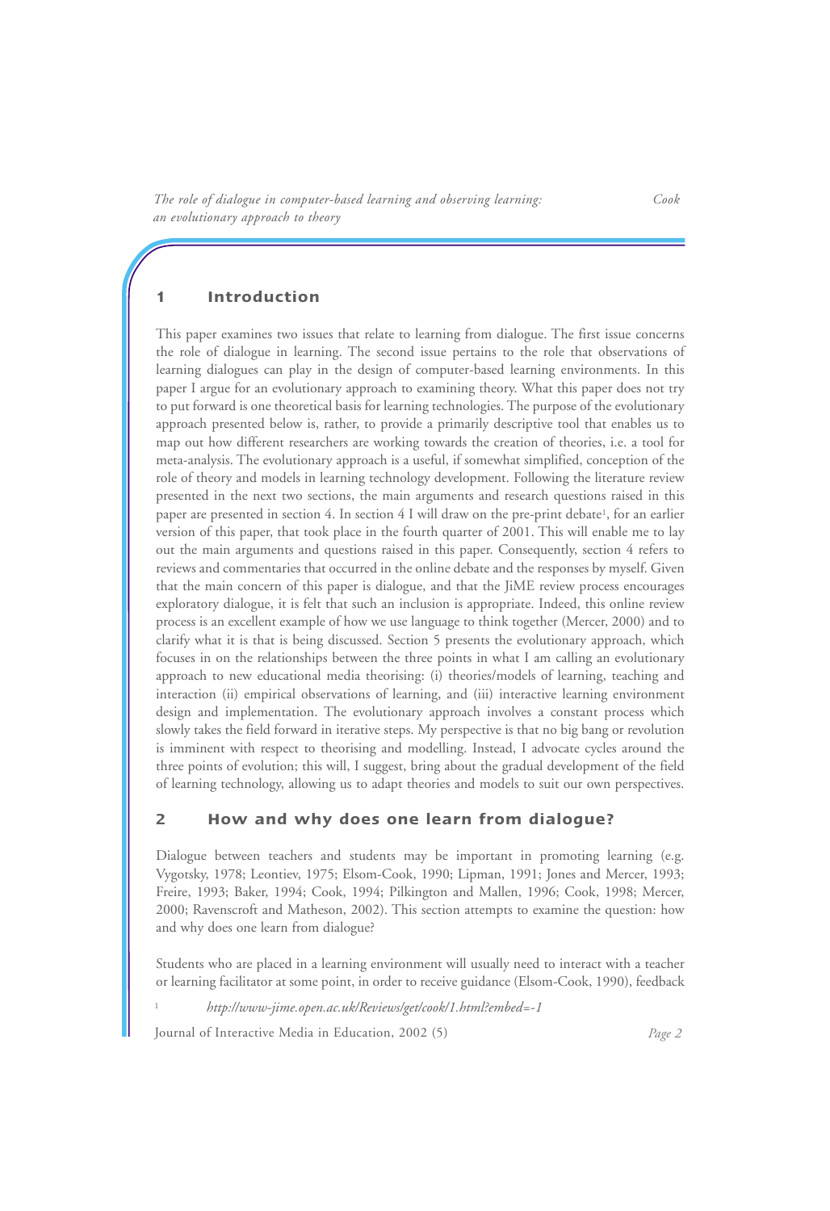## 1 Introduction

This paper examines two issues that relate to learning from dialogue. The first issue concerns the role of dialogue in learning. The second issue pertains to the role that observations of learning dialogues can play in the design of computer-based learning environments. In this paper I argue for an evolutionary approach to examining theory. What this paper does not try to put forward is one theoretical basis for learning technologies. The purpose of the evolutionary approach presented below is, rather, to provide a primarily descriptive tool that enables us to map out how different researchers are working towards the creation of theories, i.e. a tool for meta-analysis. The evolutionary approach is a useful, if somewhat simplified, conception of the role of theory and models in learning technology development. Following the literature review presented in the next two sections, the main arguments and research questions raised in this paper are presented in section 4. In section 4 I will draw on the pre-print debate[1], for an earlier version of this paper, that took place in the fourth quarter of 2001. This will enable me to lay out the main arguments and questions raised in this paper. Consequently, section 4 refers to reviews and commentaries that occurred in the online debate and the responses by myself. Given that the main concern of this paper is dialogue, and that the JiME review process encourages exploratory dialogue, it is felt that such an inclusion is appropriate. Indeed, this online review process is an excellent example of how we use language to think together (Mercer, 2000) and to clarify what it is that is being discussed. Section 5 presents the evolutionary approach, which focuses in on the relationships between the three points in what I am calling an evolutionary approach to new educational media theorising: (i) theories/models of learning, teaching and interaction (ii) empirical observations of learning, and (iii) interactive learning environment design and implementation. The evolutionary approach involves a constant process which slowly takes the field forward in iterative steps. My perspective is that no big bang or revolution is imminent with respect to theorising and modelling. Instead, I advocate cycles around the three points of evolution; this will, I suggest, bring about the gradual development of the field of learning technology, allowing us to adapt theories and models to suit our own perspectives.

## 2 How and why does one learn from dialogue?

Dialogue between teachers and students may be important in promoting learning (e.g. Vygotsky, 1978; Leontiev, 1975; Elsom-Cook, 1990; Lipman, 1991; Jones and Mercer, 1993; Freire, 1993; Baker, 1994; Cook, 1994; Pilkington and Mallen, 1996; Cook, 1998; Mercer, 2000; Ravenscroft and Matheson, 2002). This section attempts to examine the question: how and why does one learn from dialogue?

Students who are placed in a learning environment will usually need to interact with a teacher or learning facilitator at some point, in order to receive guidance (Elsom-Cook, 1990), feedback

[1] *http://www-jime.open.ac.uk/Reviews/get/cook/1.html?embed=-1*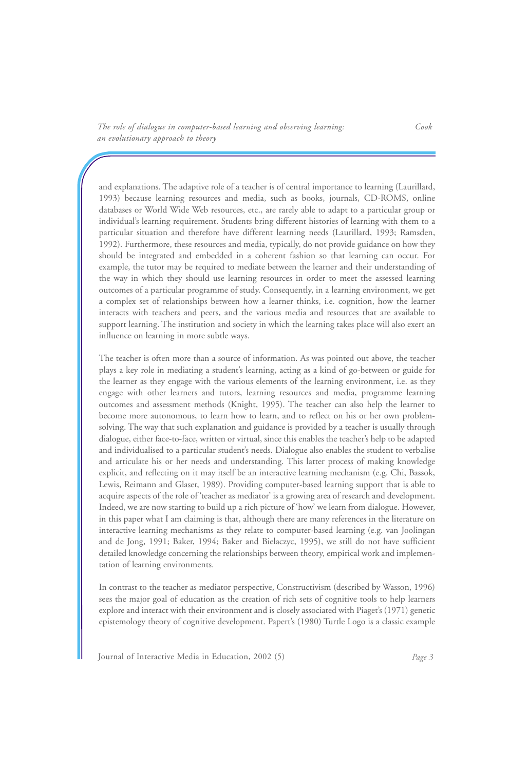and explanations. The adaptive role of a teacher is of central importance to learning (Laurillard, 1993) because learning resources and media, such as books, journals, CD-ROMS, online databases or World Wide Web resources, etc., are rarely able to adapt to a particular group or individual's learning requirement. Students bring different histories of learning with them to a particular situation and therefore have different learning needs (Laurillard, 1993; Ramsden, 1992). Furthermore, these resources and media, typically, do not provide guidance on how they should be integrated and embedded in a coherent fashion so that learning can occur. For example, the tutor may be required to mediate between the learner and their understanding of the way in which they should use learning resources in order to meet the assessed learning outcomes of a particular programme of study. Consequently, in a learning environment, we get a complex set of relationships between how a learner thinks, i.e. cognition, how the learner interacts with teachers and peers, and the various media and resources that are available to support learning. The institution and society in which the learning takes place will also exert an influence on learning in more subtle ways.

The teacher is often more than a source of information. As was pointed out above, the teacher plays a key role in mediating a student's learning, acting as a kind of go-between or guide for the learner as they engage with the various elements of the learning environment, i.e. as they engage with other learners and tutors, learning resources and media, programme learning outcomes and assessment methods (Knight, 1995). The teacher can also help the learner to become more autonomous, to learn how to learn, and to reflect on his or her own problem-solving. The way that such explanation and guidance is provided by a teacher is usually through dialogue, either face-to-face, written or virtual, since this enables the teacher's help to be adapted and individualised to a particular student's needs. Dialogue also enables the student to verbalise and articulate his or her needs and understanding. This latter process of making knowledge explicit, and reflecting on it may itself be an interactive learning mechanism (e.g. Chi, Bassok, Lewis, Reimann and Glaser, 1989). Providing computer-based learning support that is able to acquire aspects of the role of 'teacher as mediator' is a growing area of research and development. Indeed, we are now starting to build up a rich picture of 'how' we learn from dialogue. However, in this paper what I am claiming is that, although there are many references in the literature on interactive learning mechanisms as they relate to computer-based learning (e.g. van Joolingan and de Jong, 1991; Baker, 1994; Baker and Bielaczyc, 1995), we still do not have sufficient detailed knowledge concerning the relationships between theory, empirical work and implementation of learning environments.

In contrast to the teacher as mediator perspective, Constructivism (described by Wasson, 1996) sees the major goal of education as the creation of rich sets of cognitive tools to help learners explore and interact with their environment and is closely associated with Piaget's (1971) genetic epistemology theory of cognitive development. Papert's (1980) Turtle Logo is a classic example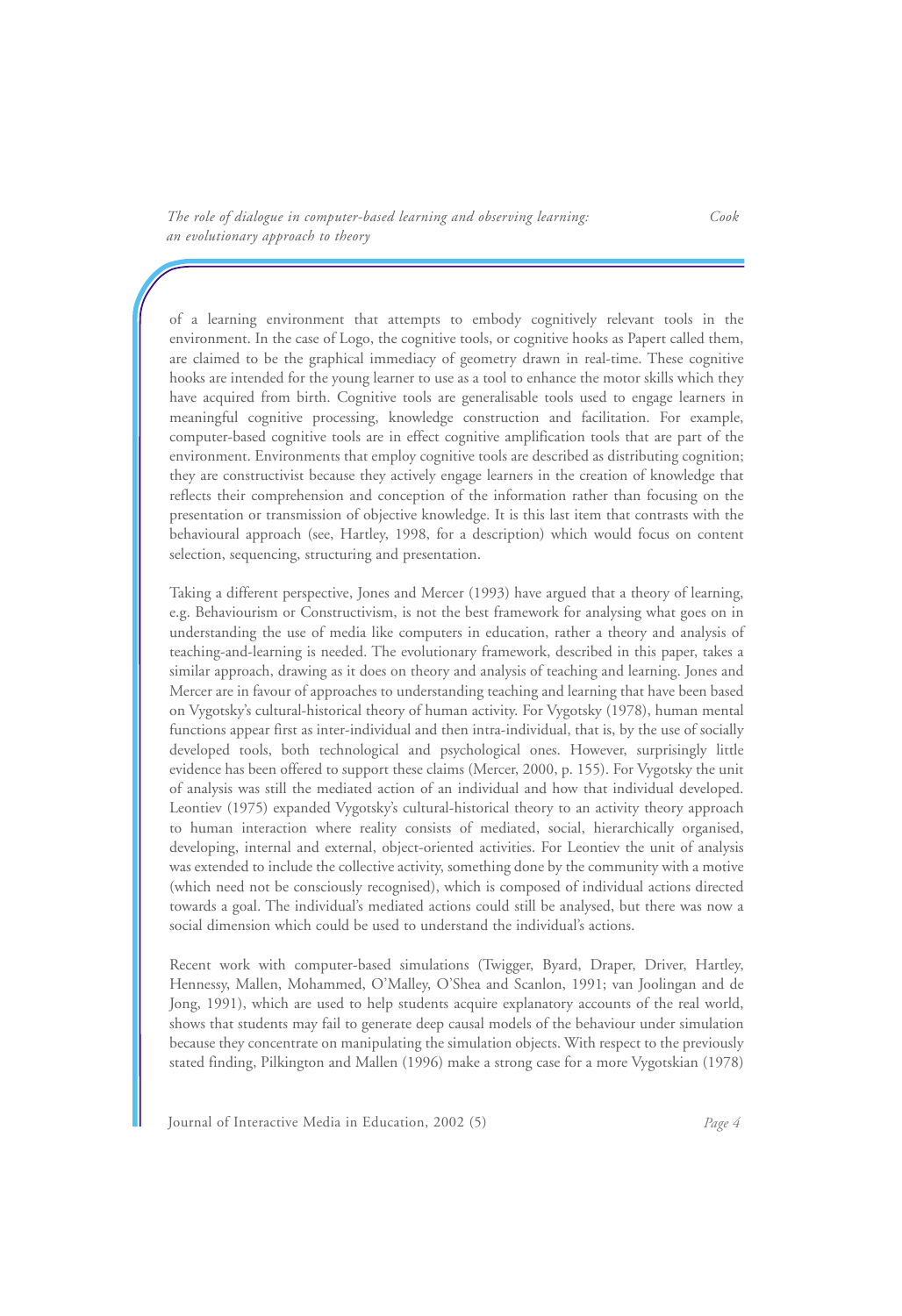of a learning environment that attempts to embody cognitively relevant tools in the environment. In the case of Logo, the cognitive tools, or cognitive hooks as Papert called them, are claimed to be the graphical immediacy of geometry drawn in real-time. These cognitive hooks are intended for the young learner to use as a tool to enhance the motor skills which they have acquired from birth. Cognitive tools are generalisable tools used to engage learners in meaningful cognitive processing, knowledge construction and facilitation. For example, computer-based cognitive tools are in effect cognitive amplification tools that are part of the environment. Environments that employ cognitive tools are described as distributing cognition; they are constructivist because they actively engage learners in the creation of knowledge that reflects their comprehension and conception of the information rather than focusing on the presentation or transmission of objective knowledge. It is this last item that contrasts with the behavioural approach (see, Hartley, 1998, for a description) which would focus on content selection, sequencing, structuring and presentation.

Taking a different perspective, Jones and Mercer (1993) have argued that a theory of learning, e.g. Behaviourism or Constructivism, is not the best framework for analysing what goes on in understanding the use of media like computers in education, rather a theory and analysis of teaching-and-learning is needed. The evolutionary framework, described in this paper, takes a similar approach, drawing as it does on theory and analysis of teaching and learning. Jones and Mercer are in favour of approaches to understanding teaching and learning that have been based on Vygotsky's cultural-historical theory of human activity. For Vygotsky (1978), human mental functions appear first as inter-individual and then intra-individual, that is, by the use of socially developed tools, both technological and psychological ones. However, surprisingly little evidence has been offered to support these claims (Mercer, 2000, p. 155). For Vygotsky the unit of analysis was still the mediated action of an individual and how that individual developed. Leontiev (1975) expanded Vygotsky's cultural-historical theory to an activity theory approach to human interaction where reality consists of mediated, social, hierarchically organised, developing, internal and external, object-oriented activities. For Leontiev the unit of analysis was extended to include the collective activity, something done by the community with a motive (which need not be consciously recognised), which is composed of individual actions directed towards a goal. The individual's mediated actions could still be analysed, but there was now a social dimension which could be used to understand the individual's actions.

Recent work with computer-based simulations (Twigger, Byard, Draper, Driver, Hartley, Hennessy, Mallen, Mohammed, O'Malley, O'Shea and Scanlon, 1991; van Joolingan and de Jong, 1991), which are used to help students acquire explanatory accounts of the real world, shows that students may fail to generate deep causal models of the behaviour under simulation because they concentrate on manipulating the simulation objects. With respect to the previously stated finding, Pilkington and Mallen (1996) make a strong case for a more Vygotskian (1978)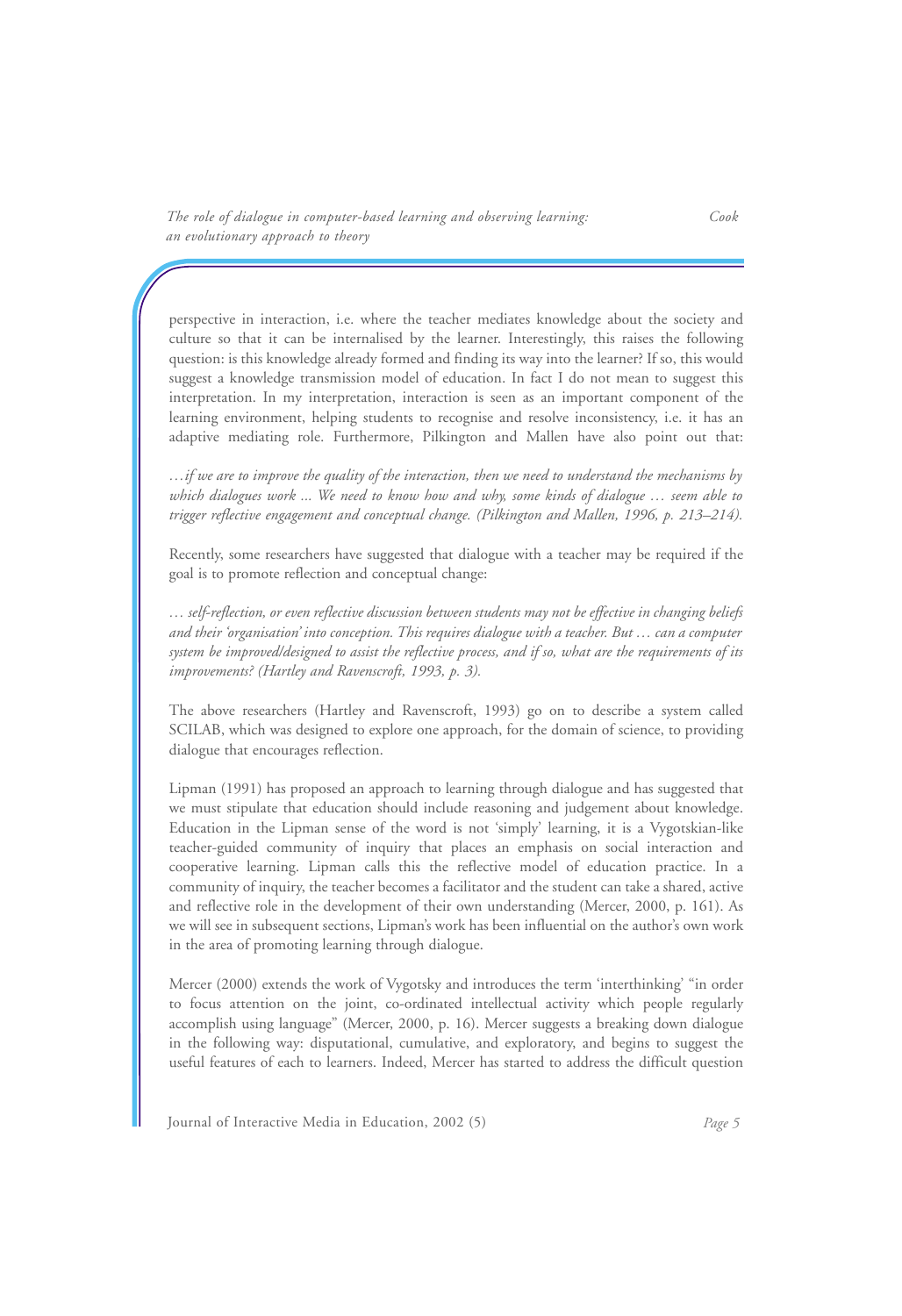perspective in interaction, i.e. where the teacher mediates knowledge about the society and culture so that it can be internalised by the learner. Interestingly, this raises the following question: is this knowledge already formed and finding its way into the learner? If so, this would suggest a knowledge transmission model of education. In fact I do not mean to suggest this interpretation. In my interpretation, interaction is seen as an important component of the learning environment, helping students to recognise and resolve inconsistency, i.e. it has an adaptive mediating role. Furthermore, Pilkington and Mallen have also point out that:

*…if we are to improve the quality of the interaction, then we need to understand the mechanisms by which dialogues work ... We need to know how and why, some kinds of dialogue … seem able to trigger reflective engagement and conceptual change. (Pilkington and Mallen, 1996, p. 213–214).*

Recently, some researchers have suggested that dialogue with a teacher may be required if the goal is to promote reflection and conceptual change:

*… self-reflection, or even reflective discussion between students may not be effective in changing beliefs and their 'organisation' into conception. This requires dialogue with a teacher. But … can a computer system be improved/designed to assist the reflective process, and if so, what are the requirements of its improvements? (Hartley and Ravenscroft, 1993, p. 3).*

The above researchers (Hartley and Ravenscroft, 1993) go on to describe a system called SCILAB, which was designed to explore one approach, for the domain of science, to providing dialogue that encourages reflection.

Lipman (1991) has proposed an approach to learning through dialogue and has suggested that we must stipulate that education should include reasoning and judgement about knowledge. Education in the Lipman sense of the word is not 'simply' learning, it is a Vygotskian-like teacher-guided community of inquiry that places an emphasis on social interaction and cooperative learning. Lipman calls this the reflective model of education practice. In a community of inquiry, the teacher becomes a facilitator and the student can take a shared, active and reflective role in the development of their own understanding (Mercer, 2000, p. 161). As we will see in subsequent sections, Lipman's work has been influential on the author's own work in the area of promoting learning through dialogue.

Mercer (2000) extends the work of Vygotsky and introduces the term 'interthinking' "in order to focus attention on the joint, co-ordinated intellectual activity which people regularly accomplish using language" (Mercer, 2000, p. 16). Mercer suggests a breaking down dialogue in the following way: disputational, cumulative, and exploratory, and begins to suggest the useful features of each to learners. Indeed, Mercer has started to address the difficult question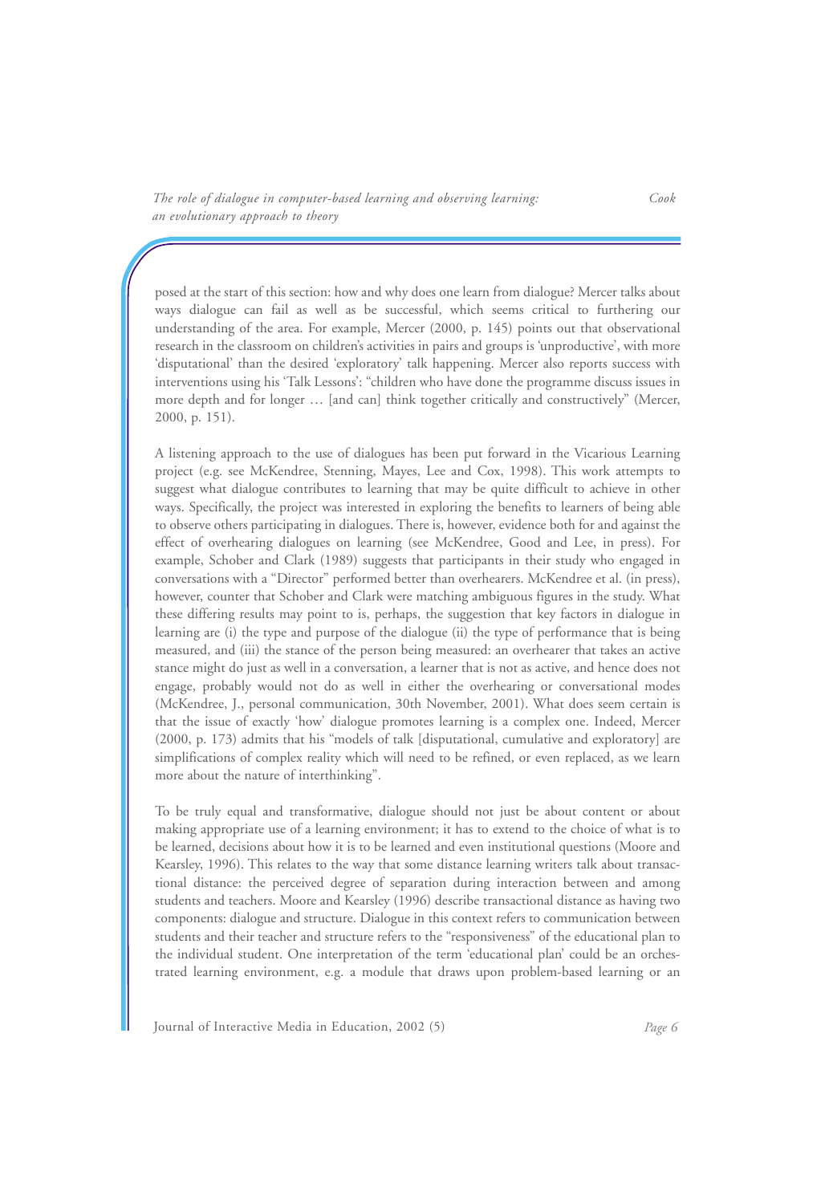posed at the start of this section: how and why does one learn from dialogue? Mercer talks about ways dialogue can fail as well as be successful, which seems critical to furthering our understanding of the area. For example, Mercer (2000, p. 145) points out that observational research in the classroom on children's activities in pairs and groups is 'unproductive', with more 'disputational' than the desired 'exploratory' talk happening. Mercer also reports success with interventions using his 'Talk Lessons': "children who have done the programme discuss issues in more depth and for longer … [and can] think together critically and constructively" (Mercer, 2000, p. 151).

A listening approach to the use of dialogues has been put forward in the Vicarious Learning project (e.g. see McKendree, Stenning, Mayes, Lee and Cox, 1998). This work attempts to suggest what dialogue contributes to learning that may be quite difficult to achieve in other ways. Specifically, the project was interested in exploring the benefits to learners of being able to observe others participating in dialogues. There is, however, evidence both for and against the effect of overhearing dialogues on learning (see McKendree, Good and Lee, in press). For example, Schober and Clark (1989) suggests that participants in their study who engaged in conversations with a "Director" performed better than overhearers. McKendree et al. (in press), however, counter that Schober and Clark were matching ambiguous figures in the study. What these differing results may point to is, perhaps, the suggestion that key factors in dialogue in learning are (i) the type and purpose of the dialogue (ii) the type of performance that is being measured, and (iii) the stance of the person being measured: an overhearer that takes an active stance might do just as well in a conversation, a learner that is not as active, and hence does not engage, probably would not do as well in either the overhearing or conversational modes (McKendree, J., personal communication, 30th November, 2001). What does seem certain is that the issue of exactly 'how' dialogue promotes learning is a complex one. Indeed, Mercer (2000, p. 173) admits that his "models of talk [disputational, cumulative and exploratory] are simplifications of complex reality which will need to be refined, or even replaced, as we learn more about the nature of interthinking".

To be truly equal and transformative, dialogue should not just be about content or about making appropriate use of a learning environment; it has to extend to the choice of what is to be learned, decisions about how it is to be learned and even institutional questions (Moore and Kearsley, 1996). This relates to the way that some distance learning writers talk about transactional distance: the perceived degree of separation during interaction between and among students and teachers. Moore and Kearsley (1996) describe transactional distance as having two components: dialogue and structure. Dialogue in this context refers to communication between students and their teacher and structure refers to the "responsiveness" of the educational plan to the individual student. One interpretation of the term 'educational plan' could be an orchestrated learning environment, e.g. a module that draws upon problem-based learning or an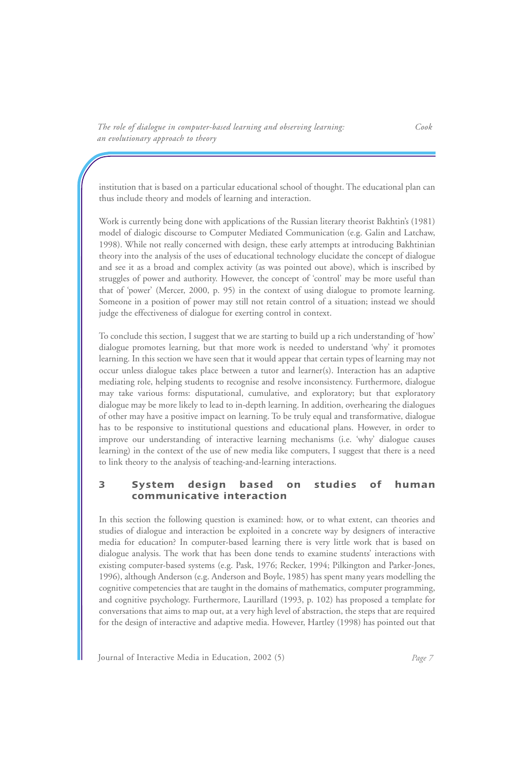institution that is based on a particular educational school of thought. The educational plan can thus include theory and models of learning and interaction.

Work is currently being done with applications of the Russian literary theorist Bakhtin's (1981) model of dialogic discourse to Computer Mediated Communication (e.g. Galin and Latchaw, 1998). While not really concerned with design, these early attempts at introducing Bakhtinian theory into the analysis of the uses of educational technology elucidate the concept of dialogue and see it as a broad and complex activity (as was pointed out above), which is inscribed by struggles of power and authority. However, the concept of 'control' may be more useful than that of 'power' (Mercer, 2000, p. 95) in the context of using dialogue to promote learning. Someone in a position of power may still not retain control of a situation; instead we should judge the effectiveness of dialogue for exerting control in context.

To conclude this section, I suggest that we are starting to build up a rich understanding of 'how' dialogue promotes learning, but that more work is needed to understand 'why' it promotes learning. In this section we have seen that it would appear that certain types of learning may not occur unless dialogue takes place between a tutor and learner(s). Interaction has an adaptive mediating role, helping students to recognise and resolve inconsistency. Furthermore, dialogue may take various forms: disputational, cumulative, and exploratory; but that exploratory dialogue may be more likely to lead to in-depth learning. In addition, overhearing the dialogues of other may have a positive impact on learning. To be truly equal and transformative, dialogue has to be responsive to institutional questions and educational plans. However, in order to improve our understanding of interactive learning mechanisms (i.e. 'why' dialogue causes learning) in the context of the use of new media like computers, I suggest that there is a need to link theory to the analysis of teaching-and-learning interactions.

## 3 System design based on studies of human communicative interaction

In this section the following question is examined: how, or to what extent, can theories and studies of dialogue and interaction be exploited in a concrete way by designers of interactive media for education? In computer-based learning there is very little work that is based on dialogue analysis. The work that has been done tends to examine students' interactions with existing computer-based systems (e.g. Pask, 1976; Recker, 1994; Pilkington and Parker-Jones, 1996), although Anderson (e.g. Anderson and Boyle, 1985) has spent many years modelling the cognitive competencies that are taught in the domains of mathematics, computer programming, and cognitive psychology. Furthermore, Laurillard (1993, p. 102) has proposed a template for conversations that aims to map out, at a very high level of abstraction, the steps that are required for the design of interactive and adaptive media. However, Hartley (1998) has pointed out that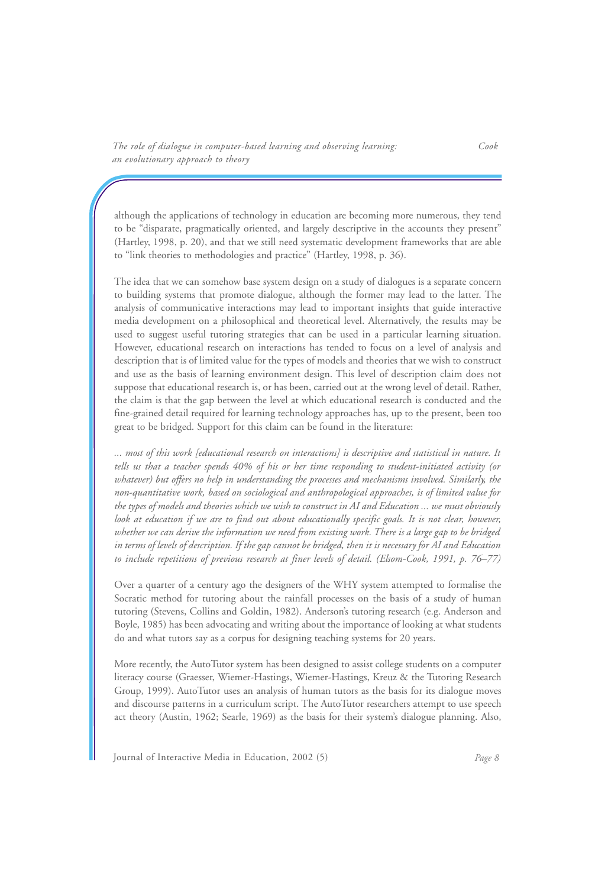although the applications of technology in education are becoming more numerous, they tend to be "disparate, pragmatically oriented, and largely descriptive in the accounts they present" (Hartley, 1998, p. 20), and that we still need systematic development frameworks that are able to "link theories to methodologies and practice" (Hartley, 1998, p. 36).

The idea that we can somehow base system design on a study of dialogues is a separate concern to building systems that promote dialogue, although the former may lead to the latter. The analysis of communicative interactions may lead to important insights that guide interactive media development on a philosophical and theoretical level. Alternatively, the results may be used to suggest useful tutoring strategies that can be used in a particular learning situation. However, educational research on interactions has tended to focus on a level of analysis and description that is of limited value for the types of models and theories that we wish to construct and use as the basis of learning environment design. This level of description claim does not suppose that educational research is, or has been, carried out at the wrong level of detail. Rather, the claim is that the gap between the level at which educational research is conducted and the fine-grained detail required for learning technology approaches has, up to the present, been too great to be bridged. Support for this claim can be found in the literature:

*... most of this work [educational research on interactions] is descriptive and statistical in nature. It tells us that a teacher spends 40% of his or her time responding to student-initiated activity (or whatever) but offers no help in understanding the processes and mechanisms involved. Similarly, the non-quantitative work, based on sociological and anthropological approaches, is of limited value for the types of models and theories which we wish to construct in AI and Education ... we must obviously look at education if we are to find out about educationally specific goals. It is not clear, however, whether we can derive the information we need from existing work. There is a large gap to be bridged in terms of levels of description. If the gap cannot be bridged, then it is necessary for AI and Education to include repetitions of previous research at finer levels of detail. (Elsom-Cook, 1991, p. 76–77)*

Over a quarter of a century ago the designers of the WHY system attempted to formalise the Socratic method for tutoring about the rainfall processes on the basis of a study of human tutoring (Stevens, Collins and Goldin, 1982). Anderson's tutoring research (e.g. Anderson and Boyle, 1985) has been advocating and writing about the importance of looking at what students do and what tutors say as a corpus for designing teaching systems for 20 years.

More recently, the AutoTutor system has been designed to assist college students on a computer literacy course (Graesser, Wiemer-Hastings, Wiemer-Hastings, Kreuz & the Tutoring Research Group, 1999). AutoTutor uses an analysis of human tutors as the basis for its dialogue moves and discourse patterns in a curriculum script. The AutoTutor researchers attempt to use speech act theory (Austin, 1962; Searle, 1969) as the basis for their system's dialogue planning. Also,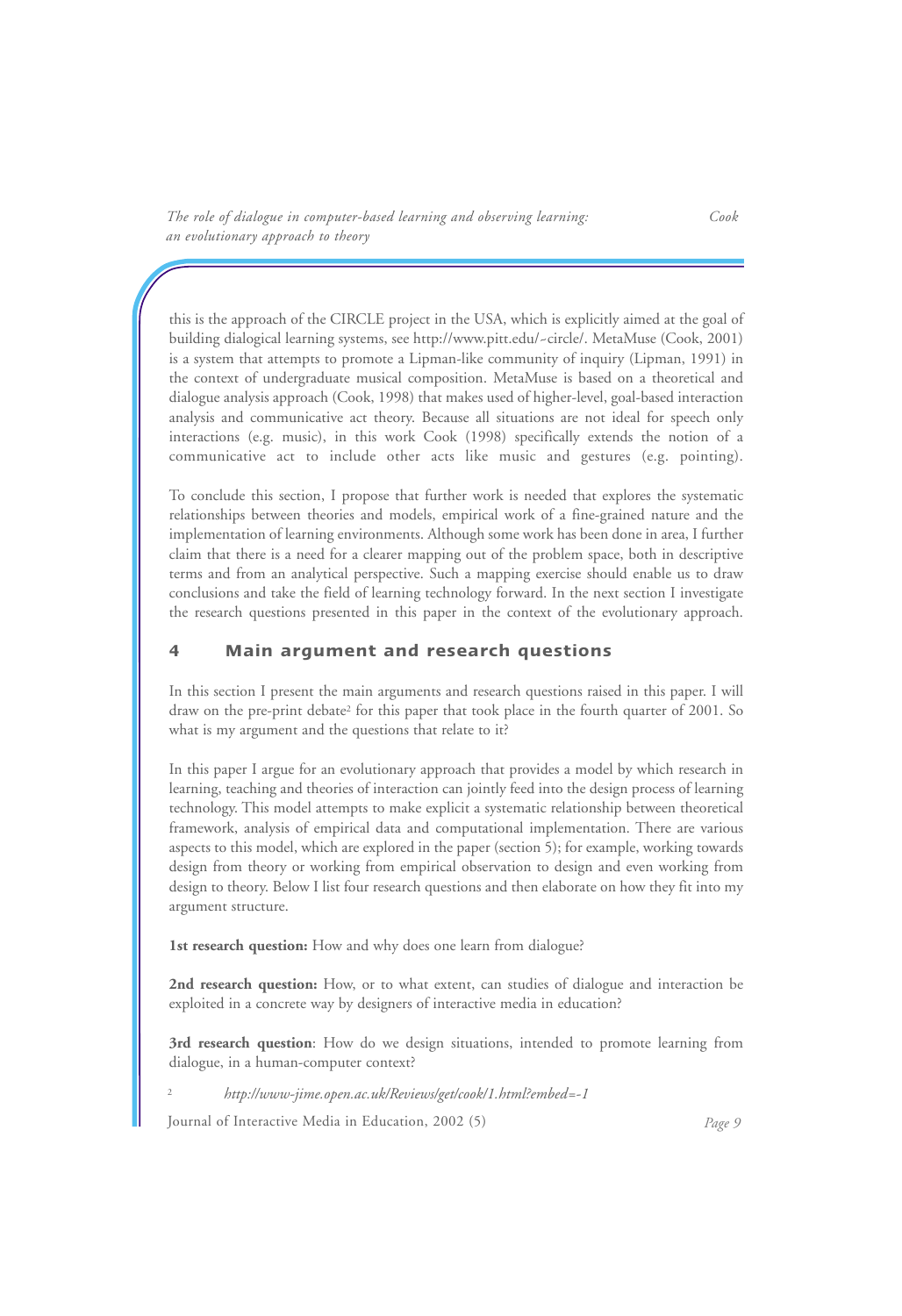this is the approach of the CIRCLE project in the USA, which is explicitly aimed at the goal of building dialogical learning systems, see http://www.pitt.edu/~circle/. MetaMuse (Cook, 2001) is a system that attempts to promote a Lipman-like community of inquiry (Lipman, 1991) in the context of undergraduate musical composition. MetaMuse is based on a theoretical and dialogue analysis approach (Cook, 1998) that makes used of higher-level, goal-based interaction analysis and communicative act theory. Because all situations are not ideal for speech only interactions (e.g. music), in this work Cook (1998) specifically extends the notion of a communicative act to include other acts like music and gestures (e.g. pointing).

To conclude this section, I propose that further work is needed that explores the systematic relationships between theories and models, empirical work of a fine-grained nature and the implementation of learning environments. Although some work has been done in area, I further claim that there is a need for a clearer mapping out of the problem space, both in descriptive terms and from an analytical perspective. Such a mapping exercise should enable us to draw conclusions and take the field of learning technology forward. In the next section I investigate the research questions presented in this paper in the context of the evolutionary approach.

## 4 Main argument and research questions

In this section I present the main arguments and research questions raised in this paper. I will draw on the pre-print debate[2] for this paper that took place in the fourth quarter of 2001. So what is my argument and the questions that relate to it?

In this paper I argue for an evolutionary approach that provides a model by which research in learning, teaching and theories of interaction can jointly feed into the design process of learning technology. This model attempts to make explicit a systematic relationship between theoretical framework, analysis of empirical data and computational implementation. There are various aspects to this model, which are explored in the paper (section 5); for example, working towards design from theory or working from empirical observation to design and even working from design to theory. Below I list four research questions and then elaborate on how they fit into my argument structure.

**1st research question:** How and why does one learn from dialogue?

**2nd research question:** How, or to what extent, can studies of dialogue and interaction be exploited in a concrete way by designers of interactive media in education?

**3rd research question**: How do we design situations, intended to promote learning from dialogue, in a human-computer context?

[2] *http://www-jime.open.ac.uk/Reviews/get/cook/1.html?embed=-1*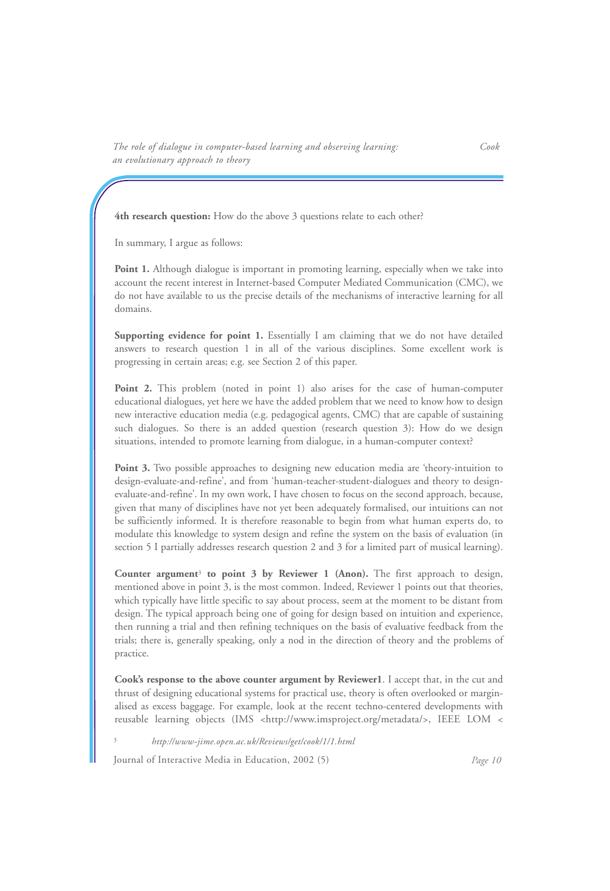**4th research question:** How do the above 3 questions relate to each other?

In summary, I argue as follows:

**Point 1.** Although dialogue is important in promoting learning, especially when we take into account the recent interest in Internet-based Computer Mediated Communication (CMC), we do not have available to us the precise details of the mechanisms of interactive learning for all domains.

**Supporting evidence for point 1.** Essentially I am claiming that we do not have detailed answers to research question 1 in all of the various disciplines. Some excellent work is progressing in certain areas; e.g. see Section 2 of this paper.

**Point 2.** This problem (noted in point 1) also arises for the case of human-computer educational dialogues, yet here we have the added problem that we need to know how to design new interactive education media (e.g. pedagogical agents, CMC) that are capable of sustaining such dialogues. So there is an added question (research question 3): How do we design situations, intended to promote learning from dialogue, in a human-computer context?

**Point 3.** Two possible approaches to designing new education media are 'theory-intuition to design-evaluate-and-refine', and from 'human-teacher-student-dialogues and theory to design-evaluate-and-refine'. In my own work, I have chosen to focus on the second approach, because, given that many of disciplines have not yet been adequately formalised, our intuitions can not be sufficiently informed. It is therefore reasonable to begin from what human experts do, to modulate this knowledge to system design and refine the system on the basis of evaluation (in section 5 I partially addresses research question 2 and 3 for a limited part of musical learning).

**Counter argument[3] to point 3 by Reviewer 1 (Anon).** The first approach to design, mentioned above in point 3, is the most common. Indeed, Reviewer 1 points out that theories, which typically have little specific to say about process, seem at the moment to be distant from design. The typical approach being one of going for design based on intuition and experience, then running a trial and then refining techniques on the basis of evaluative feedback from the trials; there is, generally speaking, only a nod in the direction of theory and the problems of practice.

**Cook's response to the above counter argument by Reviewer1**. I accept that, in the cut and thrust of designing educational systems for practical use, theory is often overlooked or marginalised as excess baggage. For example, look at the recent techno-centered developments with reusable learning objects (IMS <http://www.imsproject.org/metadata/>, IEEE LOM <

[3] *http://www-jime.open.ac.uk/Reviews/get/cook/1/1.html*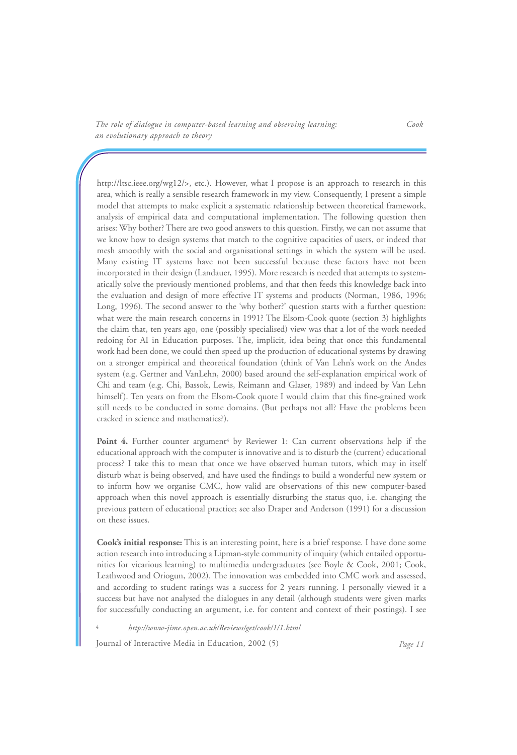http://ltsc.ieee.org/wg12/>, etc.). However, what I propose is an approach to research in this area, which is really a sensible research framework in my view. Consequently, I present a simple model that attempts to make explicit a systematic relationship between theoretical framework, analysis of empirical data and computational implementation. The following question then arises: Why bother? There are two good answers to this question. Firstly, we can not assume that we know how to design systems that match to the cognitive capacities of users, or indeed that mesh smoothly with the social and organisational settings in which the system will be used. Many existing IT systems have not been successful because these factors have not been incorporated in their design (Landauer, 1995). More research is needed that attempts to systematically solve the previously mentioned problems, and that then feeds this knowledge back into the evaluation and design of more effective IT systems and products (Norman, 1986, 1996; Long, 1996). The second answer to the 'why bother?' question starts with a further question: what were the main research concerns in 1991? The Elsom-Cook quote (section 3) highlights the claim that, ten years ago, one (possibly specialised) view was that a lot of the work needed redoing for AI in Education purposes. The, implicit, idea being that once this fundamental work had been done, we could then speed up the production of educational systems by drawing on a stronger empirical and theoretical foundation (think of Van Lehn's work on the Andes system (e.g. Gertner and VanLehn, 2000) based around the self-explanation empirical work of Chi and team (e.g. Chi, Bassok, Lewis, Reimann and Glaser, 1989) and indeed by Van Lehn himself). Ten years on from the Elsom-Cook quote I would claim that this fine-grained work still needs to be conducted in some domains. (But perhaps not all? Have the problems been cracked in science and mathematics?).

**Point 4.** Further counter argument[4] by Reviewer 1: Can current observations help if the educational approach with the computer is innovative and is to disturb the (current) educational process? I take this to mean that once we have observed human tutors, which may in itself disturb what is being observed, and have used the findings to build a wonderful new system or to inform how we organise CMC, how valid are observations of this new computer-based approach when this novel approach is essentially disturbing the status quo, i.e. changing the previous pattern of educational practice; see also Draper and Anderson (1991) for a discussion on these issues.

**Cook's initial response:** This is an interesting point, here is a brief response. I have done some action research into introducing a Lipman-style community of inquiry (which entailed opportunities for vicarious learning) to multimedia undergraduates (see Boyle & Cook, 2001; Cook, Leathwood and Oriogun, 2002). The innovation was embedded into CMC work and assessed, and according to student ratings was a success for 2 years running. I personally viewed it a success but have not analysed the dialogues in any detail (although students were given marks for successfully conducting an argument, i.e. for content and context of their postings). I see

[4] *http://www-jime.open.ac.uk/Reviews/get/cook/1/1.html*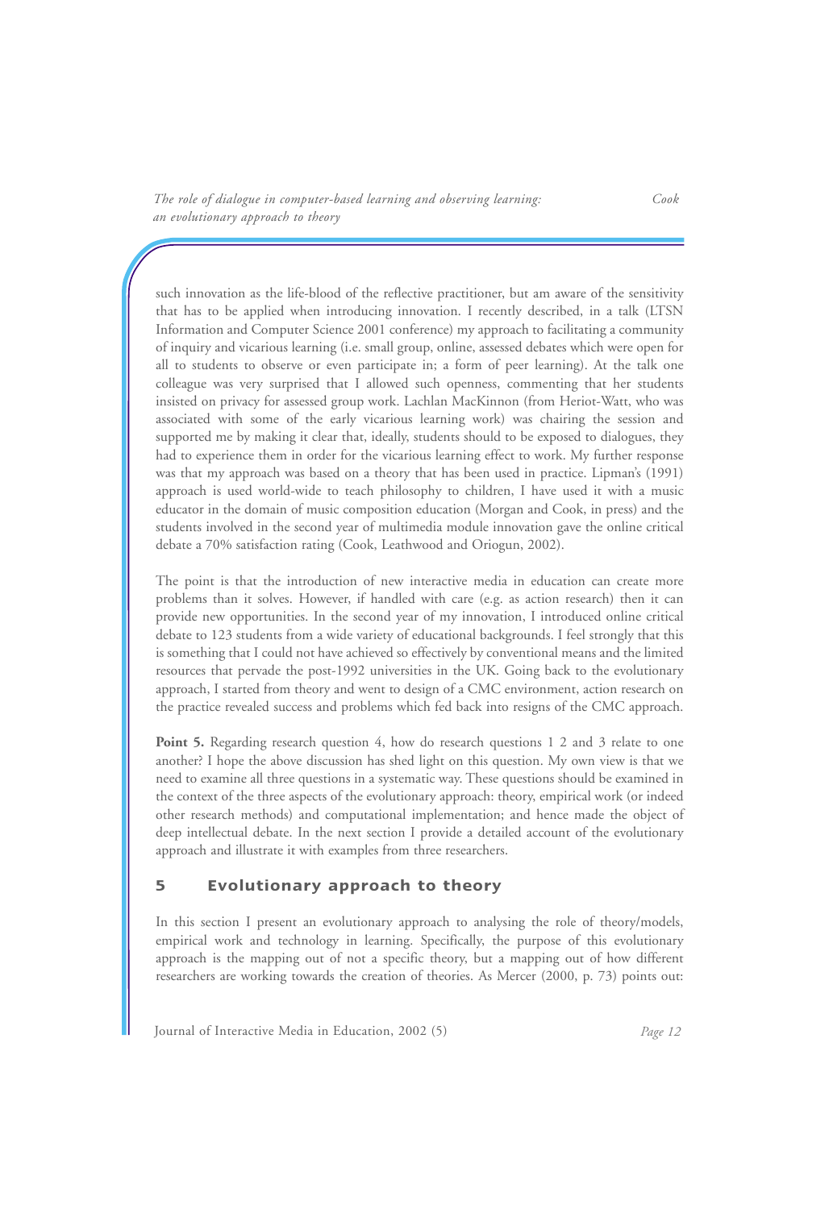such innovation as the life-blood of the reflective practitioner, but am aware of the sensitivity that has to be applied when introducing innovation. I recently described, in a talk (LTSN Information and Computer Science 2001 conference) my approach to facilitating a community of inquiry and vicarious learning (i.e. small group, online, assessed debates which were open for all to students to observe or even participate in; a form of peer learning). At the talk one colleague was very surprised that I allowed such openness, commenting that her students insisted on privacy for assessed group work. Lachlan MacKinnon (from Heriot-Watt, who was associated with some of the early vicarious learning work) was chairing the session and supported me by making it clear that, ideally, students should to be exposed to dialogues, they had to experience them in order for the vicarious learning effect to work. My further response was that my approach was based on a theory that has been used in practice. Lipman's (1991) approach is used world-wide to teach philosophy to children, I have used it with a music educator in the domain of music composition education (Morgan and Cook, in press) and the students involved in the second year of multimedia module innovation gave the online critical debate a 70% satisfaction rating (Cook, Leathwood and Oriogun, 2002).

The point is that the introduction of new interactive media in education can create more problems than it solves. However, if handled with care (e.g. as action research) then it can provide new opportunities. In the second year of my innovation, I introduced online critical debate to 123 students from a wide variety of educational backgrounds. I feel strongly that this is something that I could not have achieved so effectively by conventional means and the limited resources that pervade the post-1992 universities in the UK. Going back to the evolutionary approach, I started from theory and went to design of a CMC environment, action research on the practice revealed success and problems which fed back into resigns of the CMC approach.

**Point 5.** Regarding research question 4, how do research questions 1 2 and 3 relate to one another? I hope the above discussion has shed light on this question. My own view is that we need to examine all three questions in a systematic way. These questions should be examined in the context of the three aspects of the evolutionary approach: theory, empirical work (or indeed other research methods) and computational implementation; and hence made the object of deep intellectual debate. In the next section I provide a detailed account of the evolutionary approach and illustrate it with examples from three researchers.

## 5 Evolutionary approach to theory

In this section I present an evolutionary approach to analysing the role of theory/models, empirical work and technology in learning. Specifically, the purpose of this evolutionary approach is the mapping out of not a specific theory, but a mapping out of how different researchers are working towards the creation of theories. As Mercer (2000, p. 73) points out: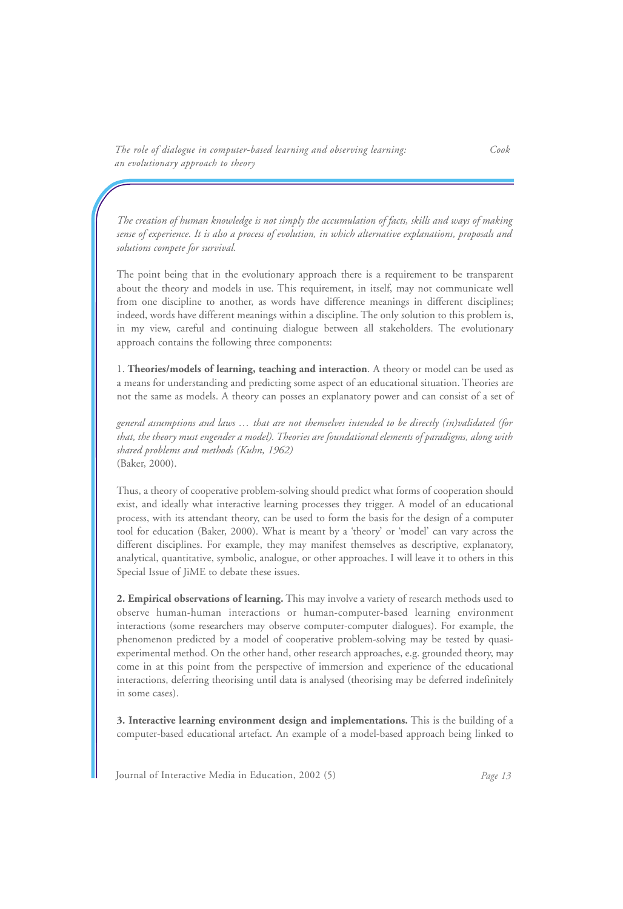*The creation of human knowledge is not simply the accumulation of facts, skills and ways of making sense of experience. It is also a process of evolution, in which alternative explanations, proposals and solutions compete for survival.*

The point being that in the evolutionary approach there is a requirement to be transparent about the theory and models in use. This requirement, in itself, may not communicate well from one discipline to another, as words have difference meanings in different disciplines; indeed, words have different meanings within a discipline. The only solution to this problem is, in my view, careful and continuing dialogue between all stakeholders. The evolutionary approach contains the following three components:

1. **Theories/models of learning, teaching and interaction**. A theory or model can be used as a means for understanding and predicting some aspect of an educational situation. Theories are not the same as models. A theory can posses an explanatory power and can consist of a set of

*general assumptions and laws … that are not themselves intended to be directly (in)validated (for that, the theory must engender a model). Theories are foundational elements of paradigms, along with shared problems and methods (Kuhn, 1962)*
(Baker, 2000).

Thus, a theory of cooperative problem-solving should predict what forms of cooperation should exist, and ideally what interactive learning processes they trigger. A model of an educational process, with its attendant theory, can be used to form the basis for the design of a computer tool for education (Baker, 2000). What is meant by a 'theory' or 'model' can vary across the different disciplines. For example, they may manifest themselves as descriptive, explanatory, analytical, quantitative, symbolic, analogue, or other approaches. I will leave it to others in this Special Issue of JiME to debate these issues.

**2. Empirical observations of learning.** This may involve a variety of research methods used to observe human-human interactions or human-computer-based learning environment interactions (some researchers may observe computer-computer dialogues). For example, the phenomenon predicted by a model of cooperative problem-solving may be tested by quasi-experimental method. On the other hand, other research approaches, e.g. grounded theory, may come in at this point from the perspective of immersion and experience of the educational interactions, deferring theorising until data is analysed (theorising may be deferred indefinitely in some cases).

**3. Interactive learning environment design and implementations.** This is the building of a computer-based educational artefact. An example of a model-based approach being linked to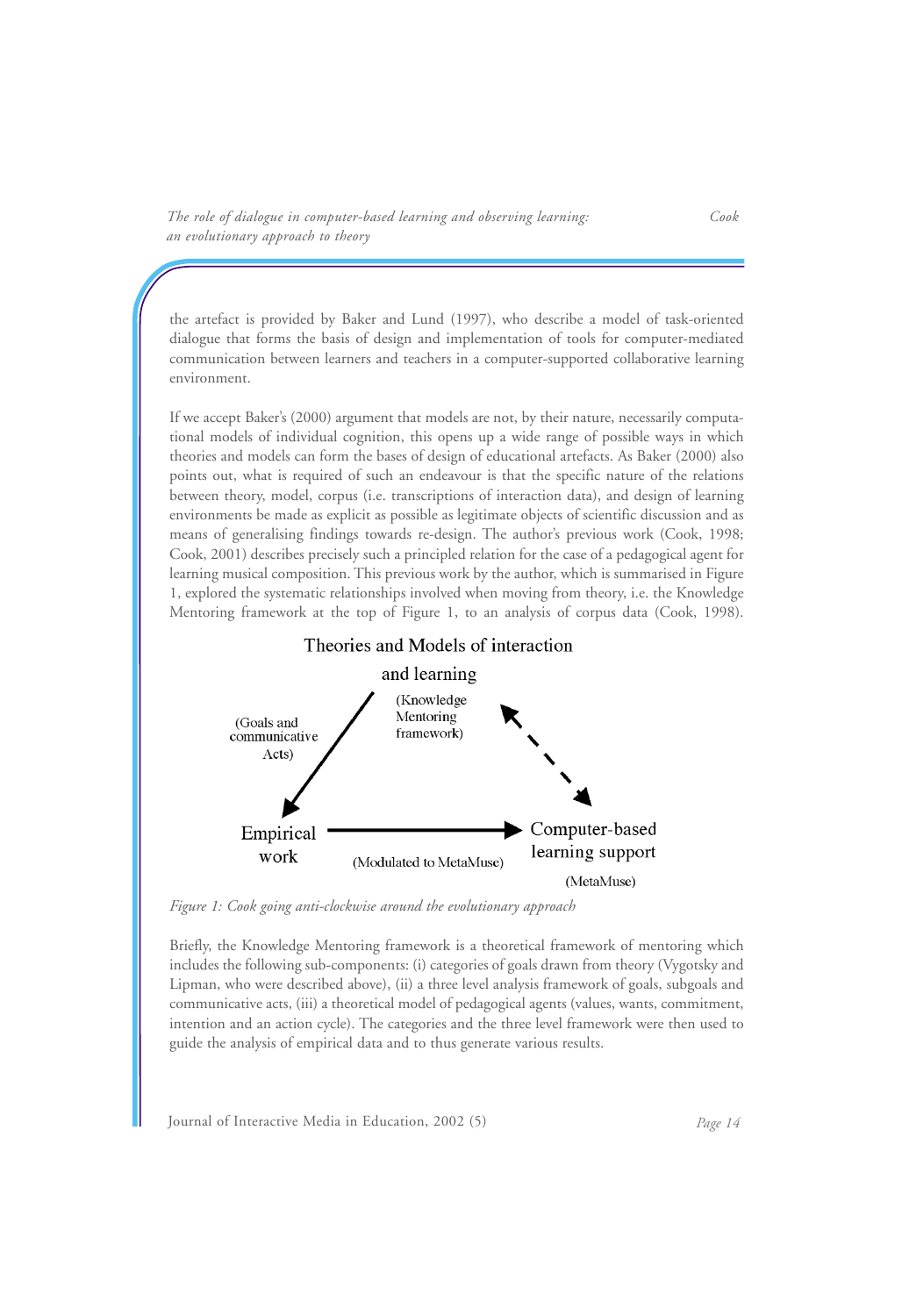the artefact is provided by Baker and Lund (1997), who describe a model of task-oriented dialogue that forms the basis of design and implementation of tools for computer-mediated communication between learners and teachers in a computer-supported collaborative learning environment.

If we accept Baker's (2000) argument that models are not, by their nature, necessarily computational models of individual cognition, this opens up a wide range of possible ways in which theories and models can form the bases of design of educational artefacts. As Baker (2000) also points out, what is required of such an endeavour is that the specific nature of the relations between theory, model, corpus (i.e. transcriptions of interaction data), and design of learning environments be made as explicit as possible as legitimate objects of scientific discussion and as means of generalising findings towards re-design. The author's previous work (Cook, 1998; Cook, 2001) describes precisely such a principled relation for the case of a pedagogical agent for learning musical composition. This previous work by the author, which is summarised in Figure 1, explored the systematic relationships involved when moving from theory, i.e. the Knowledge Mentoring framework at the top of Figure 1, to an analysis of corpus data (Cook, 1998).

Theories and Models of interaction and learning (Knowledge Mentoring framework)

(Goals and communicative Acts)

Empirical work

(Modulated to MetaMuse)

Computer-based learning support (MetaMuse)

*Figure 1: Cook going anti-clockwise around the evolutionary approach*

Briefly, the Knowledge Mentoring framework is a theoretical framework of mentoring which includes the following sub-components: (i) categories of goals drawn from theory (Vygotsky and Lipman, who were described above), (ii) a three level analysis framework of goals, subgoals and communicative acts, (iii) a theoretical model of pedagogical agents (values, wants, commitment, intention and an action cycle). The categories and the three level framework were then used to guide the analysis of empirical data and to thus generate various results.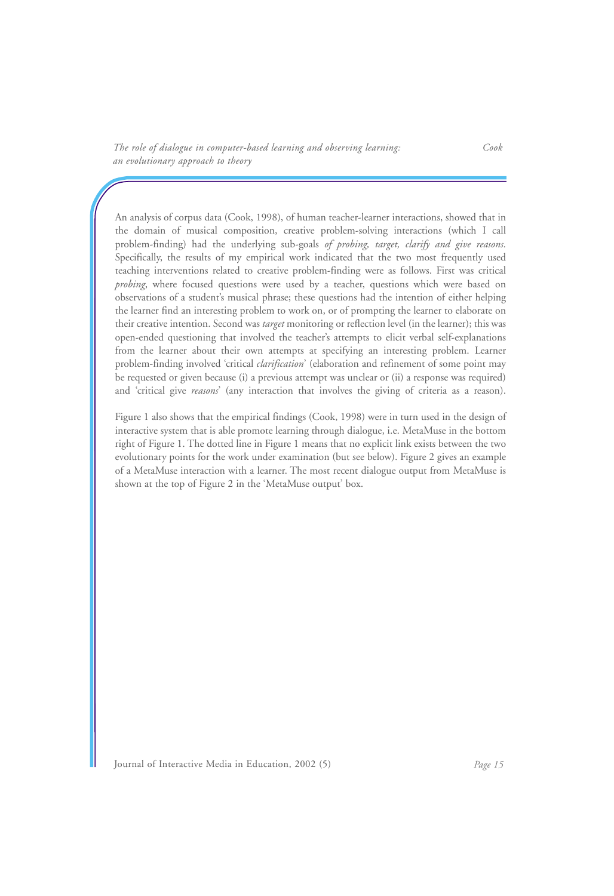An analysis of corpus data (Cook, 1998), of human teacher-learner interactions, showed that in the domain of musical composition, creative problem-solving interactions (which I call problem-finding) had the underlying sub-goals *of probing, target, clarify and give reasons*. Specifically, the results of my empirical work indicated that the two most frequently used teaching interventions related to creative problem-finding were as follows. First was critical *probing*, where focused questions were used by a teacher, questions which were based on observations of a student's musical phrase; these questions had the intention of either helping the learner find an interesting problem to work on, or of prompting the learner to elaborate on their creative intention. Second was *target* monitoring or reflection level (in the learner); this was open-ended questioning that involved the teacher's attempts to elicit verbal self-explanations from the learner about their own attempts at specifying an interesting problem. Learner problem-finding involved 'critical *clarification*' (elaboration and refinement of some point may be requested or given because (i) a previous attempt was unclear or (ii) a response was required) and 'critical give *reasons*' (any interaction that involves the giving of criteria as a reason).

Figure 1 also shows that the empirical findings (Cook, 1998) were in turn used in the design of interactive system that is able promote learning through dialogue, i.e. MetaMuse in the bottom right of Figure 1. The dotted line in Figure 1 means that no explicit link exists between the two evolutionary points for the work under examination (but see below). Figure 2 gives an example of a MetaMuse interaction with a learner. The most recent dialogue output from MetaMuse is shown at the top of Figure 2 in the 'MetaMuse output' box.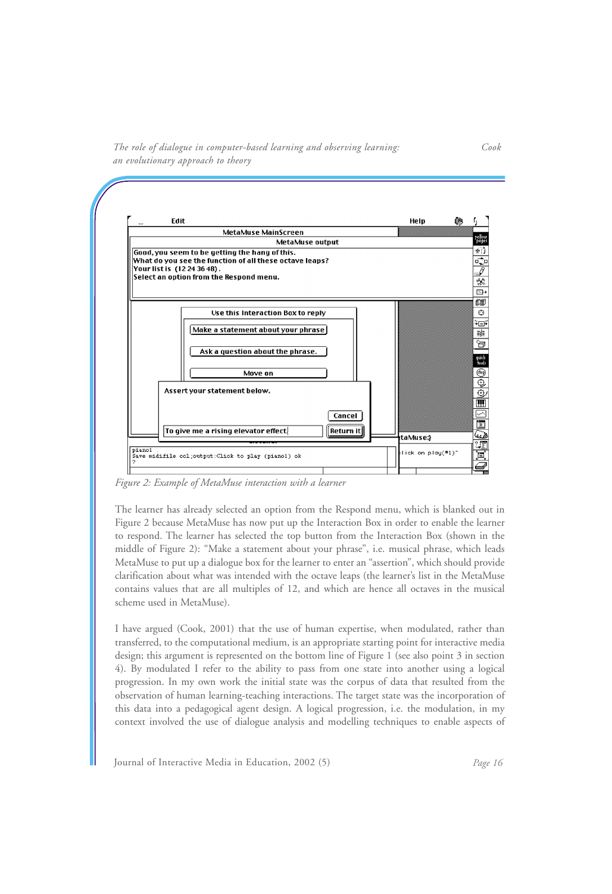*Figure 2: Example of MetaMuse interaction with a learner*

The learner has already selected an option from the Respond menu, which is blanked out in Figure 2 because MetaMuse has now put up the Interaction Box in order to enable the learner to respond. The learner has selected the top button from the Interaction Box (shown in the middle of Figure 2): "Make a statement about your phrase", i.e. musical phrase, which leads MetaMuse to put up a dialogue box for the learner to enter an "assertion", which should provide clarification about what was intended with the octave leaps (the learner's list in the MetaMuse contains values that are all multiples of 12, and which are hence all octaves in the musical scheme used in MetaMuse).

I have argued (Cook, 2001) that the use of human expertise, when modulated, rather than transferred, to the computational medium, is an appropriate starting point for interactive media design; this argument is represented on the bottom line of Figure 1 (see also point 3 in section 4). By modulated I refer to the ability to pass from one state into another using a logical progression. In my own work the initial state was the corpus of data that resulted from the observation of human learning-teaching interactions. The target state was the incorporation of this data into a pedagogical agent design. A logical progression, i.e. the modulation, in my context involved the use of dialogue analysis and modelling techniques to enable aspects of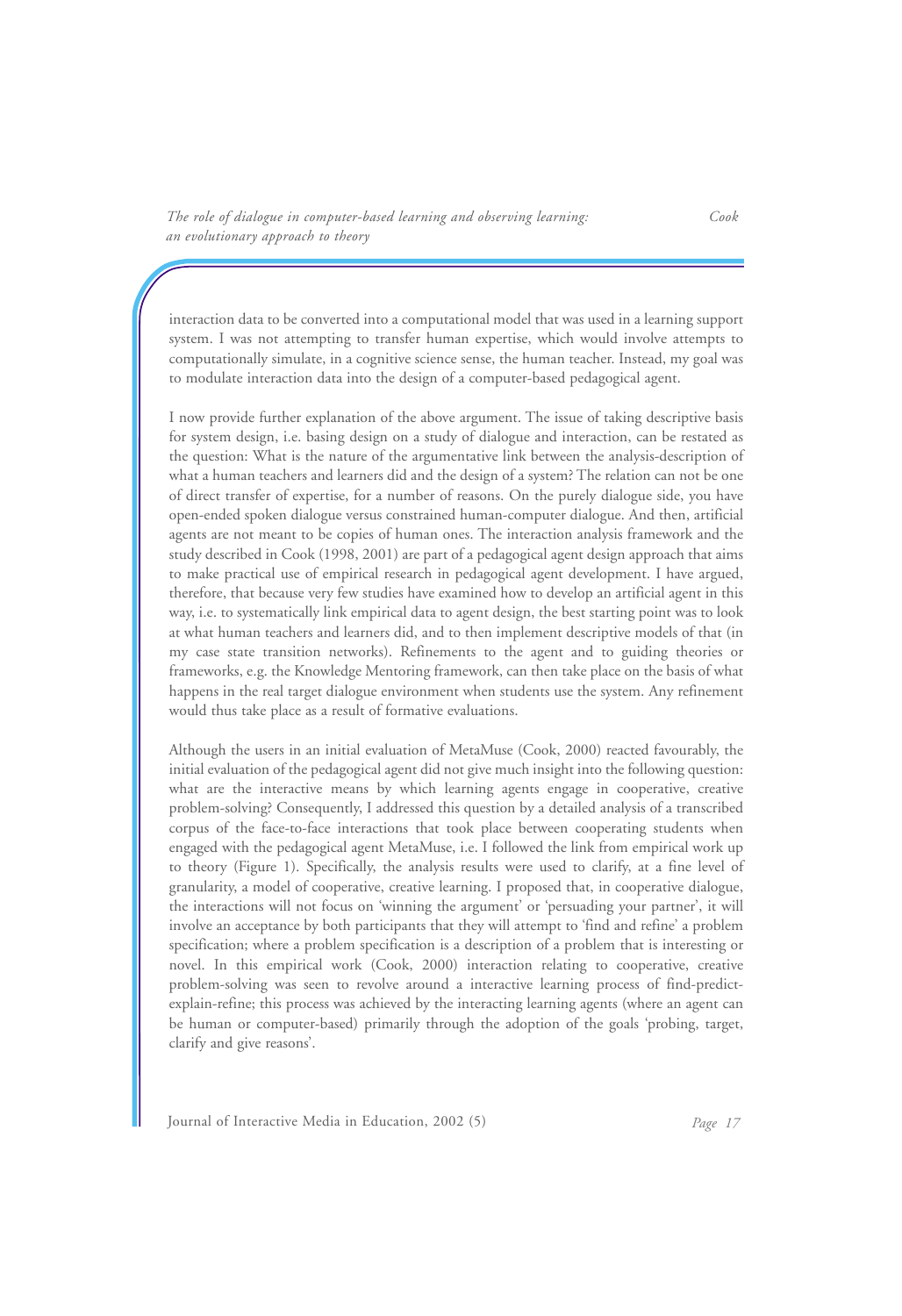interaction data to be converted into a computational model that was used in a learning support system. I was not attempting to transfer human expertise, which would involve attempts to computationally simulate, in a cognitive science sense, the human teacher. Instead, my goal was to modulate interaction data into the design of a computer-based pedagogical agent.

I now provide further explanation of the above argument. The issue of taking descriptive basis for system design, i.e. basing design on a study of dialogue and interaction, can be restated as the question: What is the nature of the argumentative link between the analysis-description of what a human teachers and learners did and the design of a system? The relation can not be one of direct transfer of expertise, for a number of reasons. On the purely dialogue side, you have open-ended spoken dialogue versus constrained human-computer dialogue. And then, artificial agents are not meant to be copies of human ones. The interaction analysis framework and the study described in Cook (1998, 2001) are part of a pedagogical agent design approach that aims to make practical use of empirical research in pedagogical agent development. I have argued, therefore, that because very few studies have examined how to develop an artificial agent in this way, i.e. to systematically link empirical data to agent design, the best starting point was to look at what human teachers and learners did, and to then implement descriptive models of that (in my case state transition networks). Refinements to the agent and to guiding theories or frameworks, e.g. the Knowledge Mentoring framework, can then take place on the basis of what happens in the real target dialogue environment when students use the system. Any refinement would thus take place as a result of formative evaluations.

Although the users in an initial evaluation of MetaMuse (Cook, 2000) reacted favourably, the initial evaluation of the pedagogical agent did not give much insight into the following question: what are the interactive means by which learning agents engage in cooperative, creative problem-solving? Consequently, I addressed this question by a detailed analysis of a transcribed corpus of the face-to-face interactions that took place between cooperating students when engaged with the pedagogical agent MetaMuse, i.e. I followed the link from empirical work up to theory (Figure 1). Specifically, the analysis results were used to clarify, at a fine level of granularity, a model of cooperative, creative learning. I proposed that, in cooperative dialogue, the interactions will not focus on 'winning the argument' or 'persuading your partner', it will involve an acceptance by both participants that they will attempt to 'find and refine' a problem specification; where a problem specification is a description of a problem that is interesting or novel. In this empirical work (Cook, 2000) interaction relating to cooperative, creative problem-solving was seen to revolve around a interactive learning process of find-predict-explain-refine; this process was achieved by the interacting learning agents (where an agent can be human or computer-based) primarily through the adoption of the goals 'probing, target, clarify and give reasons'.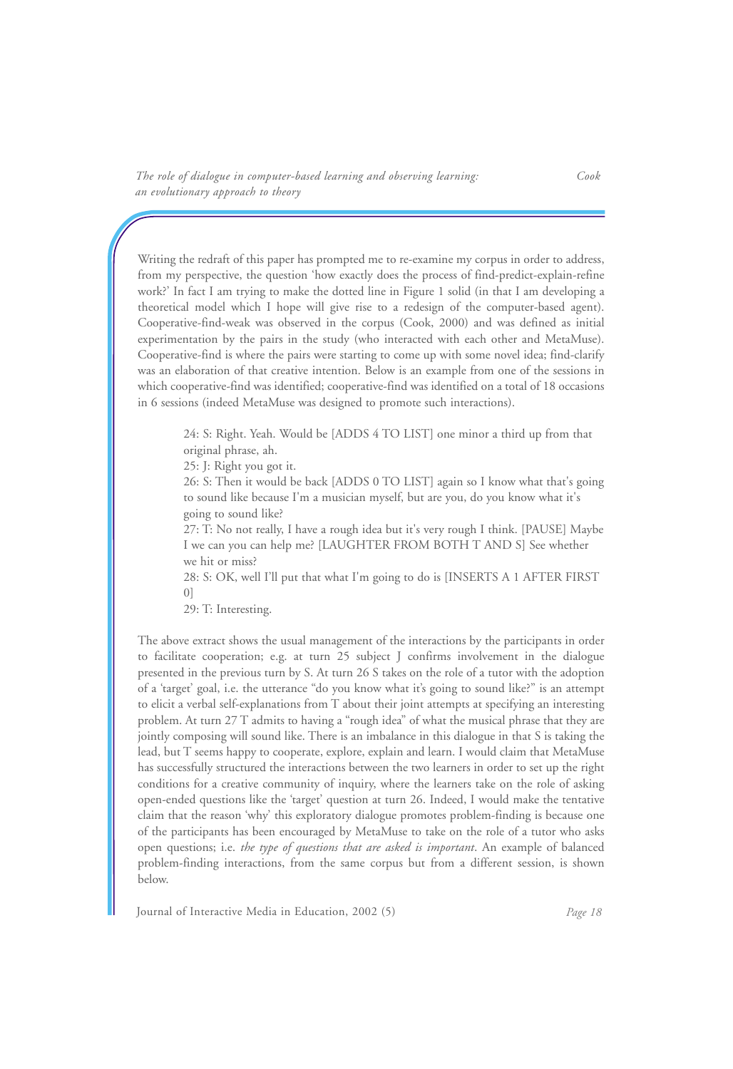Writing the redraft of this paper has prompted me to re-examine my corpus in order to address, from my perspective, the question 'how exactly does the process of find-predict-explain-refine work?' In fact I am trying to make the dotted line in Figure 1 solid (in that I am developing a theoretical model which I hope will give rise to a redesign of the computer-based agent). Cooperative-find-weak was observed in the corpus (Cook, 2000) and was defined as initial experimentation by the pairs in the study (who interacted with each other and MetaMuse). Cooperative-find is where the pairs were starting to come up with some novel idea; find-clarify was an elaboration of that creative intention. Below is an example from one of the sessions in which cooperative-find was identified; cooperative-find was identified on a total of 18 occasions in 6 sessions (indeed MetaMuse was designed to promote such interactions).

> 24: S: Right. Yeah. Would be [ADDS 4 TO LIST] one minor a third up from that original phrase, ah.
>
> 25: J: Right you got it.
>
> 26: S: Then it would be back [ADDS 0 TO LIST] again so I know what that's going to sound like because I'm a musician myself, but are you, do you know what it's going to sound like?
>
> 27: T: No not really, I have a rough idea but it's very rough I think. [PAUSE] Maybe I we can you can help me? [LAUGHTER FROM BOTH T AND S] See whether we hit or miss?
>
> 28: S: OK, well I'll put that what I'm going to do is [INSERTS A 1 AFTER FIRST 0]
>
> 29: T: Interesting.

The above extract shows the usual management of the interactions by the participants in order to facilitate cooperation; e.g. at turn 25 subject J confirms involvement in the dialogue presented in the previous turn by S. At turn 26 S takes on the role of a tutor with the adoption of a 'target' goal, i.e. the utterance "do you know what it's going to sound like?" is an attempt to elicit a verbal self-explanations from T about their joint attempts at specifying an interesting problem. At turn 27 T admits to having a "rough idea" of what the musical phrase that they are jointly composing will sound like. There is an imbalance in this dialogue in that S is taking the lead, but T seems happy to cooperate, explore, explain and learn. I would claim that MetaMuse has successfully structured the interactions between the two learners in order to set up the right conditions for a creative community of inquiry, where the learners take on the role of asking open-ended questions like the 'target' question at turn 26. Indeed, I would make the tentative claim that the reason 'why' this exploratory dialogue promotes problem-finding is because one of the participants has been encouraged by MetaMuse to take on the role of a tutor who asks open questions; i.e. *the type of questions that are asked is important*. An example of balanced problem-finding interactions, from the same corpus but from a different session, is shown below.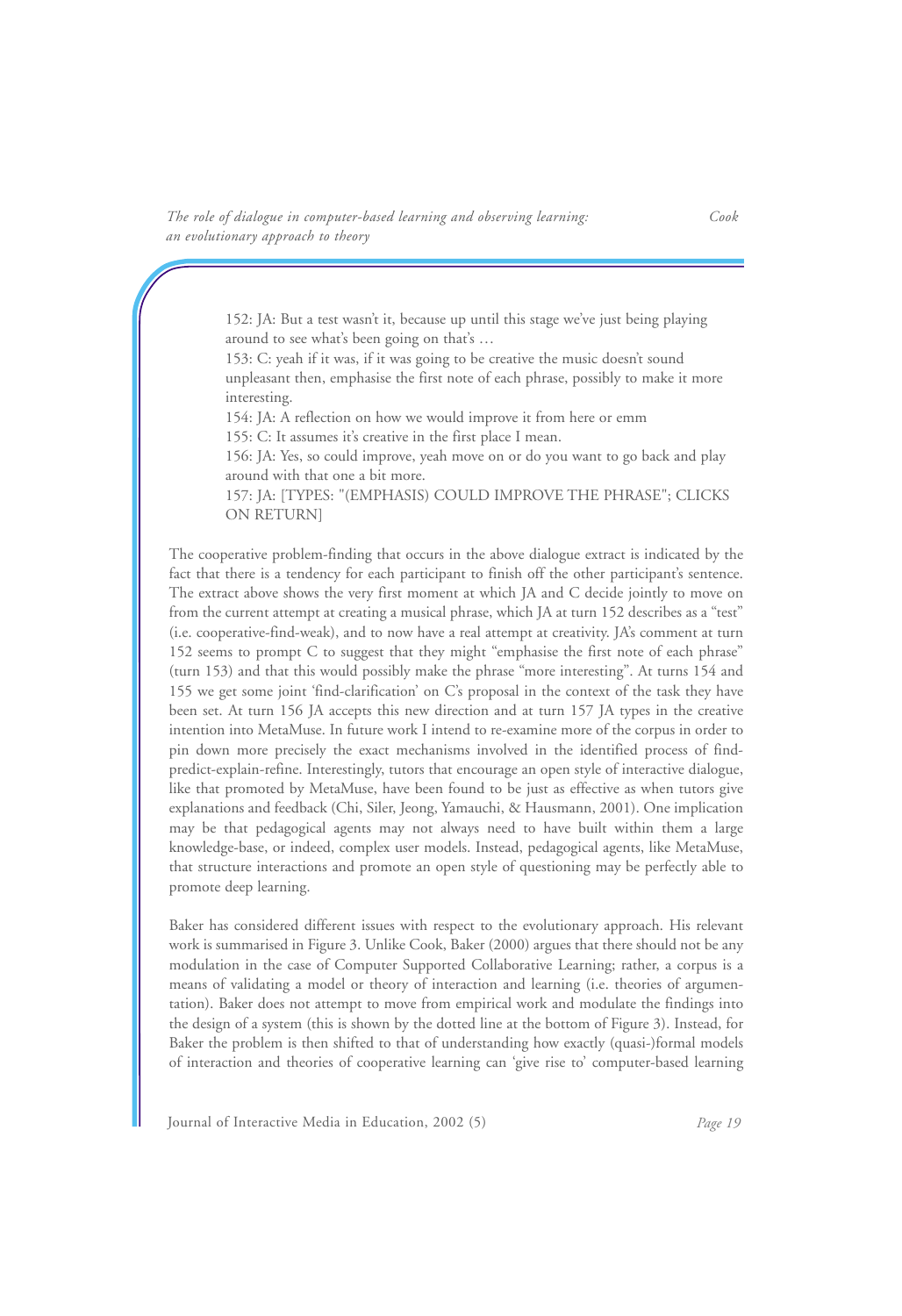152: JA: But a test wasn't it, because up until this stage we've just being playing around to see what's been going on that's …

153: C: yeah if it was, if it was going to be creative the music doesn't sound unpleasant then, emphasise the first note of each phrase, possibly to make it more interesting.

154: JA: A reflection on how we would improve it from here or emm

155: C: It assumes it's creative in the first place I mean.

156: JA: Yes, so could improve, yeah move on or do you want to go back and play around with that one a bit more.

157: JA: [TYPES: "(EMPHASIS) COULD IMPROVE THE PHRASE"; CLICKS ON RETURN]

The cooperative problem-finding that occurs in the above dialogue extract is indicated by the fact that there is a tendency for each participant to finish off the other participant's sentence. The extract above shows the very first moment at which JA and C decide jointly to move on from the current attempt at creating a musical phrase, which JA at turn 152 describes as a "test" (i.e. cooperative-find-weak), and to now have a real attempt at creativity. JA's comment at turn 152 seems to prompt C to suggest that they might "emphasise the first note of each phrase" (turn 153) and that this would possibly make the phrase "more interesting". At turns 154 and 155 we get some joint 'find-clarification' on C's proposal in the context of the task they have been set. At turn 156 JA accepts this new direction and at turn 157 JA types in the creative intention into MetaMuse. In future work I intend to re-examine more of the corpus in order to pin down more precisely the exact mechanisms involved in the identified process of find-predict-explain-refine. Interestingly, tutors that encourage an open style of interactive dialogue, like that promoted by MetaMuse, have been found to be just as effective as when tutors give explanations and feedback (Chi, Siler, Jeong, Yamauchi, & Hausmann, 2001). One implication may be that pedagogical agents may not always need to have built within them a large knowledge-base, or indeed, complex user models. Instead, pedagogical agents, like MetaMuse, that structure interactions and promote an open style of questioning may be perfectly able to promote deep learning.

Baker has considered different issues with respect to the evolutionary approach. His relevant work is summarised in Figure 3. Unlike Cook, Baker (2000) argues that there should not be any modulation in the case of Computer Supported Collaborative Learning; rather, a corpus is a means of validating a model or theory of interaction and learning (i.e. theories of argumentation). Baker does not attempt to move from empirical work and modulate the findings into the design of a system (this is shown by the dotted line at the bottom of Figure 3). Instead, for Baker the problem is then shifted to that of understanding how exactly (quasi-)formal models of interaction and theories of cooperative learning can 'give rise to' computer-based learning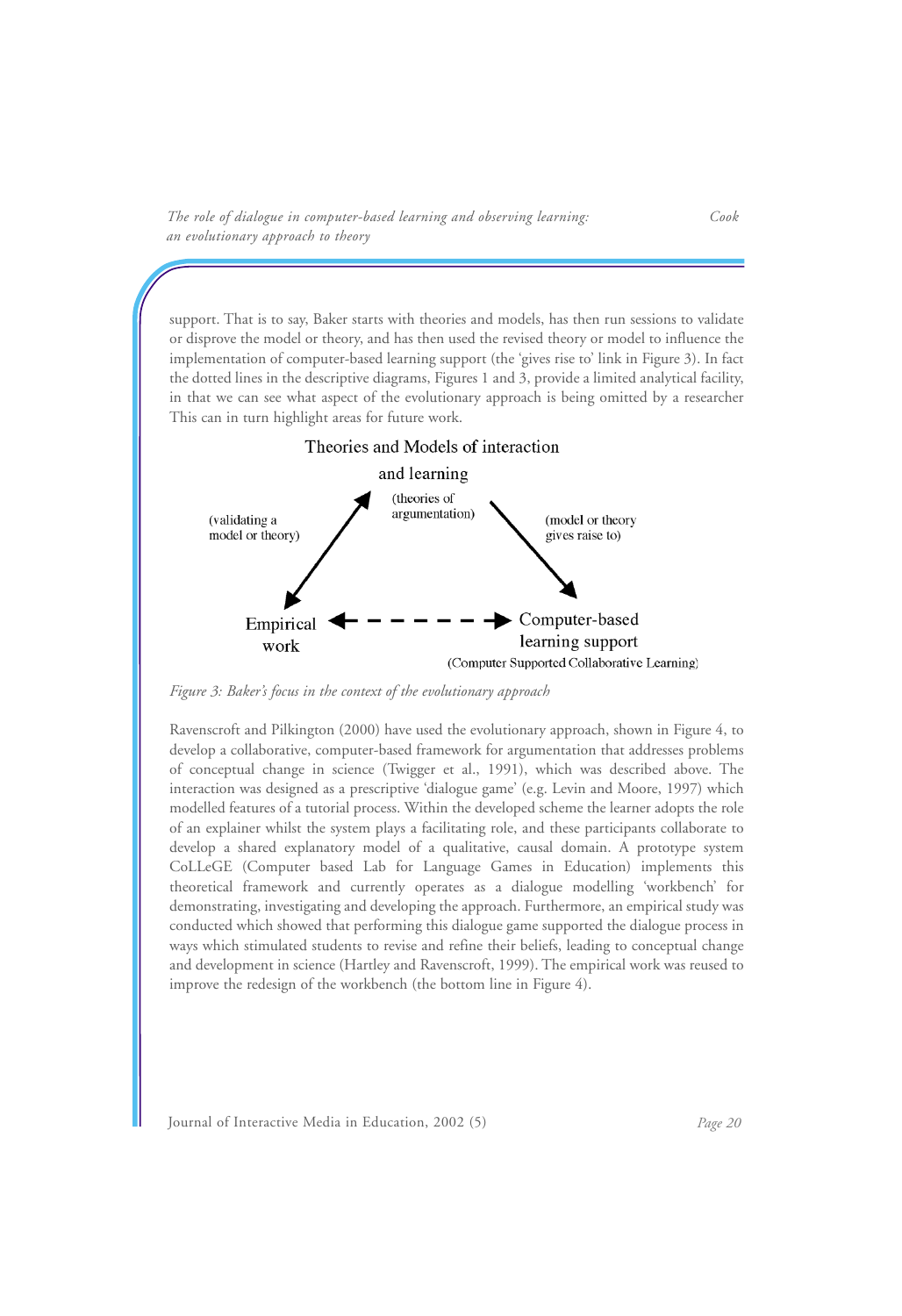support. That is to say, Baker starts with theories and models, has then run sessions to validate or disprove the model or theory, and has then used the revised theory or model to influence the implementation of computer-based learning support (the 'gives rise to' link in Figure 3). In fact the dotted lines in the descriptive diagrams, Figures 1 and 3, provide a limited analytical facility, in that we can see what aspect of the evolutionary approach is being omitted by a researcher This can in turn highlight areas for future work.

Theories and Models of interaction and learning (theories of argumentation)

(validating a model or theory)

(model or theory gives raise to)

Empirical work

Computer-based learning support (Computer Supported Collaborative Learning)

*Figure 3: Baker's focus in the context of the evolutionary approach*

Ravenscroft and Pilkington (2000) have used the evolutionary approach, shown in Figure 4, to develop a collaborative, computer-based framework for argumentation that addresses problems of conceptual change in science (Twigger et al., 1991), which was described above. The interaction was designed as a prescriptive 'dialogue game' (e.g. Levin and Moore, 1997) which modelled features of a tutorial process. Within the developed scheme the learner adopts the role of an explainer whilst the system plays a facilitating role, and these participants collaborate to develop a shared explanatory model of a qualitative, causal domain. A prototype system CoLLeGE (Computer based Lab for Language Games in Education) implements this theoretical framework and currently operates as a dialogue modelling 'workbench' for demonstrating, investigating and developing the approach. Furthermore, an empirical study was conducted which showed that performing this dialogue game supported the dialogue process in ways which stimulated students to revise and refine their beliefs, leading to conceptual change and development in science (Hartley and Ravenscroft, 1999). The empirical work was reused to improve the redesign of the workbench (the bottom line in Figure 4).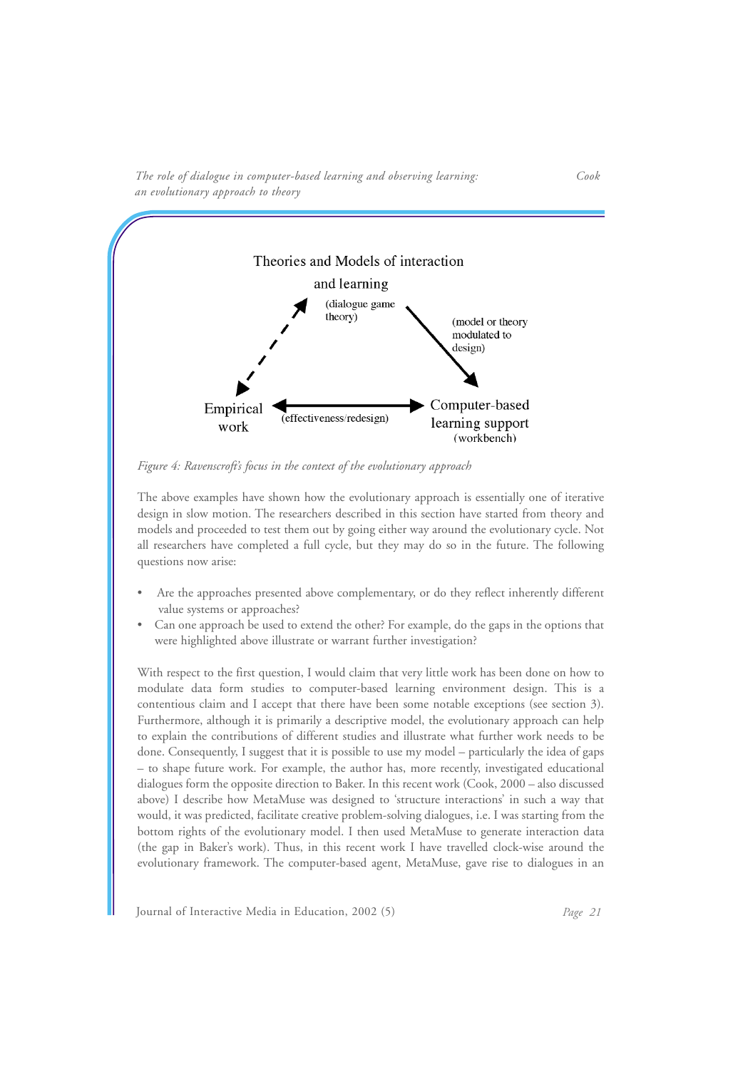Theories and Models of interaction and learning
(dialogue game theory)

(model or theory modulated to design)

Empirical work

(effectiveness/redesign)

Computer-based learning support (workbench)

*Figure 4: Ravenscroft's focus in the context of the evolutionary approach*

The above examples have shown how the evolutionary approach is essentially one of iterative design in slow motion. The researchers described in this section have started from theory and models and proceeded to test them out by going either way around the evolutionary cycle. Not all researchers have completed a full cycle, but they may do so in the future. The following questions now arise:

- Are the approaches presented above complementary, or do they reflect inherently different value systems or approaches?
- Can one approach be used to extend the other? For example, do the gaps in the options that were highlighted above illustrate or warrant further investigation?

With respect to the first question, I would claim that very little work has been done on how to modulate data form studies to computer-based learning environment design. This is a contentious claim and I accept that there have been some notable exceptions (see section 3). Furthermore, although it is primarily a descriptive model, the evolutionary approach can help to explain the contributions of different studies and illustrate what further work needs to be done. Consequently, I suggest that it is possible to use my model – particularly the idea of gaps – to shape future work. For example, the author has, more recently, investigated educational dialogues form the opposite direction to Baker. In this recent work (Cook, 2000 – also discussed above) I describe how MetaMuse was designed to 'structure interactions' in such a way that would, it was predicted, facilitate creative problem-solving dialogues, i.e. I was starting from the bottom rights of the evolutionary model. I then used MetaMuse to generate interaction data (the gap in Baker's work). Thus, in this recent work I have travelled clock-wise around the evolutionary framework. The computer-based agent, MetaMuse, gave rise to dialogues in an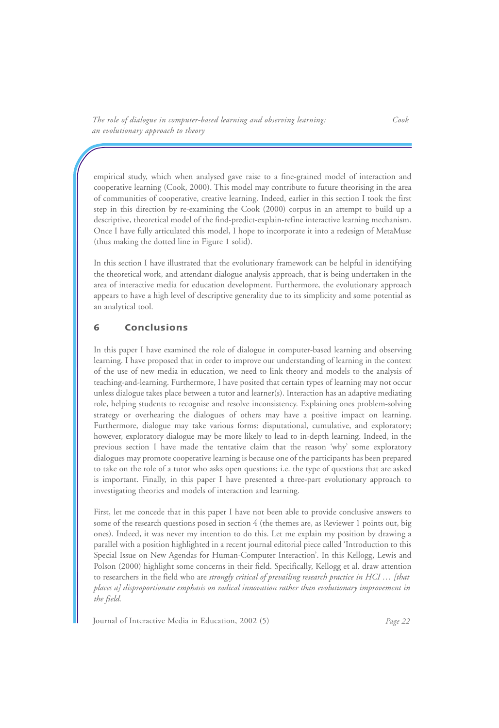empirical study, which when analysed gave raise to a fine-grained model of interaction and cooperative learning (Cook, 2000). This model may contribute to future theorising in the area of communities of cooperative, creative learning. Indeed, earlier in this section I took the first step in this direction by re-examining the Cook (2000) corpus in an attempt to build up a descriptive, theoretical model of the find-predict-explain-refine interactive learning mechanism. Once I have fully articulated this model, I hope to incorporate it into a redesign of MetaMuse (thus making the dotted line in Figure 1 solid).

In this section I have illustrated that the evolutionary framework can be helpful in identifying the theoretical work, and attendant dialogue analysis approach, that is being undertaken in the area of interactive media for education development. Furthermore, the evolutionary approach appears to have a high level of descriptive generality due to its simplicity and some potential as an analytical tool.

## 6 Conclusions

In this paper I have examined the role of dialogue in computer-based learning and observing learning. I have proposed that in order to improve our understanding of learning in the context of the use of new media in education, we need to link theory and models to the analysis of teaching-and-learning. Furthermore, I have posited that certain types of learning may not occur unless dialogue takes place between a tutor and learner(s). Interaction has an adaptive mediating role, helping students to recognise and resolve inconsistency. Explaining ones problem-solving strategy or overhearing the dialogues of others may have a positive impact on learning. Furthermore, dialogue may take various forms: disputational, cumulative, and exploratory; however, exploratory dialogue may be more likely to lead to in-depth learning. Indeed, in the previous section I have made the tentative claim that the reason 'why' some exploratory dialogues may promote cooperative learning is because one of the participants has been prepared to take on the role of a tutor who asks open questions; i.e. the type of questions that are asked is important. Finally, in this paper I have presented a three-part evolutionary approach to investigating theories and models of interaction and learning.

First, let me concede that in this paper I have not been able to provide conclusive answers to some of the research questions posed in section 4 (the themes are, as Reviewer 1 points out, big ones). Indeed, it was never my intention to do this. Let me explain my position by drawing a parallel with a position highlighted in a recent journal editorial piece called 'Introduction to this Special Issue on New Agendas for Human-Computer Interaction'. In this Kellogg, Lewis and Polson (2000) highlight some concerns in their field. Specifically, Kellogg et al. draw attention to researchers in the field who are *strongly critical of prevailing research practice in HCI … [that places a] disproportionate emphasis on radical innovation rather than evolutionary improvement in the field.*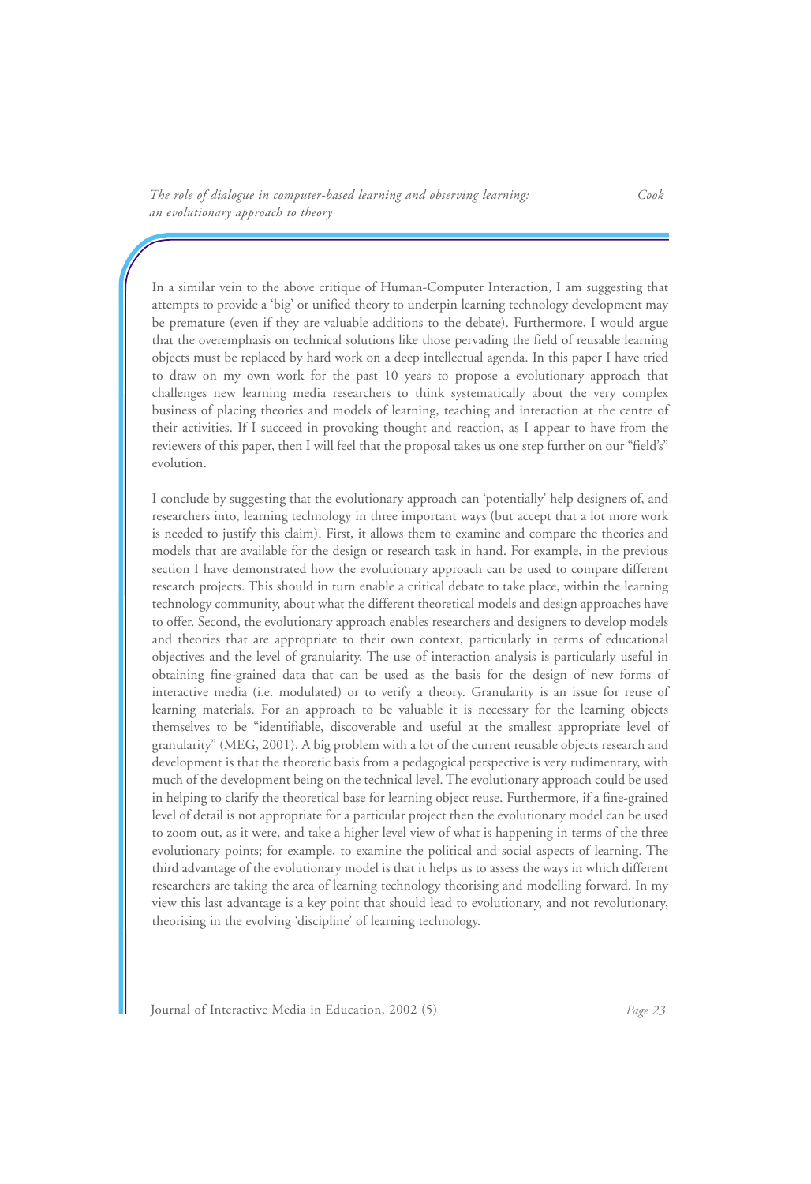In a similar vein to the above critique of Human-Computer Interaction, I am suggesting that attempts to provide a 'big' or unified theory to underpin learning technology development may be premature (even if they are valuable additions to the debate). Furthermore, I would argue that the overemphasis on technical solutions like those pervading the field of reusable learning objects must be replaced by hard work on a deep intellectual agenda. In this paper I have tried to draw on my own work for the past 10 years to propose a evolutionary approach that challenges new learning media researchers to think systematically about the very complex business of placing theories and models of learning, teaching and interaction at the centre of their activities. If I succeed in provoking thought and reaction, as I appear to have from the reviewers of this paper, then I will feel that the proposal takes us one step further on our "field's" evolution.

I conclude by suggesting that the evolutionary approach can 'potentially' help designers of, and researchers into, learning technology in three important ways (but accept that a lot more work is needed to justify this claim). First, it allows them to examine and compare the theories and models that are available for the design or research task in hand. For example, in the previous section I have demonstrated how the evolutionary approach can be used to compare different research projects. This should in turn enable a critical debate to take place, within the learning technology community, about what the different theoretical models and design approaches have to offer. Second, the evolutionary approach enables researchers and designers to develop models and theories that are appropriate to their own context, particularly in terms of educational objectives and the level of granularity. The use of interaction analysis is particularly useful in obtaining fine-grained data that can be used as the basis for the design of new forms of interactive media (i.e. modulated) or to verify a theory. Granularity is an issue for reuse of learning materials. For an approach to be valuable it is necessary for the learning objects themselves to be "identifiable, discoverable and useful at the smallest appropriate level of granularity" (MEG, 2001). A big problem with a lot of the current reusable objects research and development is that the theoretic basis from a pedagogical perspective is very rudimentary, with much of the development being on the technical level. The evolutionary approach could be used in helping to clarify the theoretical base for learning object reuse. Furthermore, if a fine-grained level of detail is not appropriate for a particular project then the evolutionary model can be used to zoom out, as it were, and take a higher level view of what is happening in terms of the three evolutionary points; for example, to examine the political and social aspects of learning. The third advantage of the evolutionary model is that it helps us to assess the ways in which different researchers are taking the area of learning technology theorising and modelling forward. In my view this last advantage is a key point that should lead to evolutionary, and not revolutionary, theorising in the evolving 'discipline' of learning technology.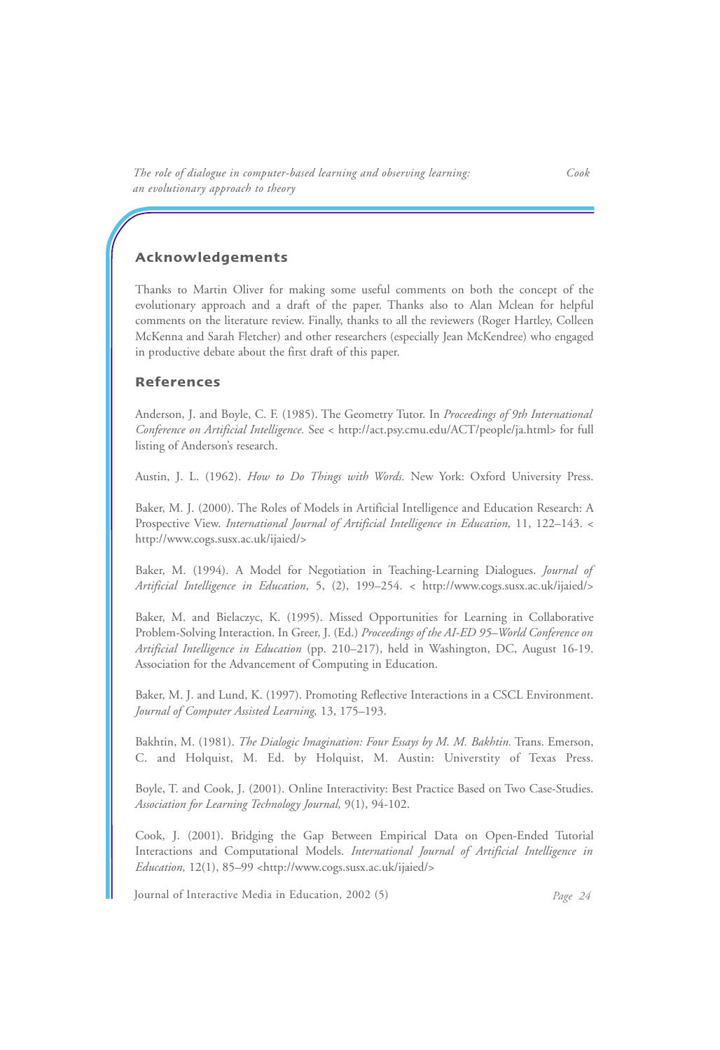## Acknowledgements

Thanks to Martin Oliver for making some useful comments on both the concept of the evolutionary approach and a draft of the paper. Thanks also to Alan Mclean for helpful comments on the literature review. Finally, thanks to all the reviewers (Roger Hartley, Colleen McKenna and Sarah Fletcher) and other researchers (especially Jean McKendree) who engaged in productive debate about the first draft of this paper.

## References

Anderson, J. and Boyle, C. F. (1985). The Geometry Tutor. In *Proceedings of 9th International Conference on Artificial Intelligence.* See < http://act.psy.cmu.edu/ACT/people/ja.html> for full listing of Anderson's research.

Austin, J. L. (1962). *How to Do Things with Words.* New York: Oxford University Press.

Baker, M. J. (2000). The Roles of Models in Artificial Intelligence and Education Research: A Prospective View. *International Journal of Artificial Intelligence in Education,* 11, 122–143. < http://www.cogs.susx.ac.uk/ijaied/>

Baker, M. (1994). A Model for Negotiation in Teaching-Learning Dialogues. *Journal of Artificial Intelligence in Education*, 5, (2), 199–254. < http://www.cogs.susx.ac.uk/ijaied/>

Baker, M. and Bielaczyc, K. (1995). Missed Opportunities for Learning in Collaborative Problem-Solving Interaction. In Greer, J. (Ed.) *Proceedings of the AI-ED 95–World Conference on Artificial Intelligence in Education* (pp. 210–217), held in Washington, DC, August 16-19. Association for the Advancement of Computing in Education.

Baker, M. J. and Lund, K. (1997). Promoting Reflective Interactions in a CSCL Environment. *Journal of Computer Assisted Learning,* 13, 175–193.

Bakhtin, M. (1981). *The Dialogic Imagination: Four Essays by M. M. Bakhtin.* Trans. Emerson, C. and Holquist, M. Ed. by Holquist, M. Austin: Universtity of Texas Press.

Boyle, T. and Cook, J. (2001). Online Interactivity: Best Practice Based on Two Case-Studies. *Association for Learning Technology Journal,* 9(1), 94-102.

Cook, J. (2001). Bridging the Gap Between Empirical Data on Open-Ended Tutorial Interactions and Computational Models. *International Journal of Artificial Intelligence in Education,* 12(1), 85–99 <http://www.cogs.susx.ac.uk/ijaied/>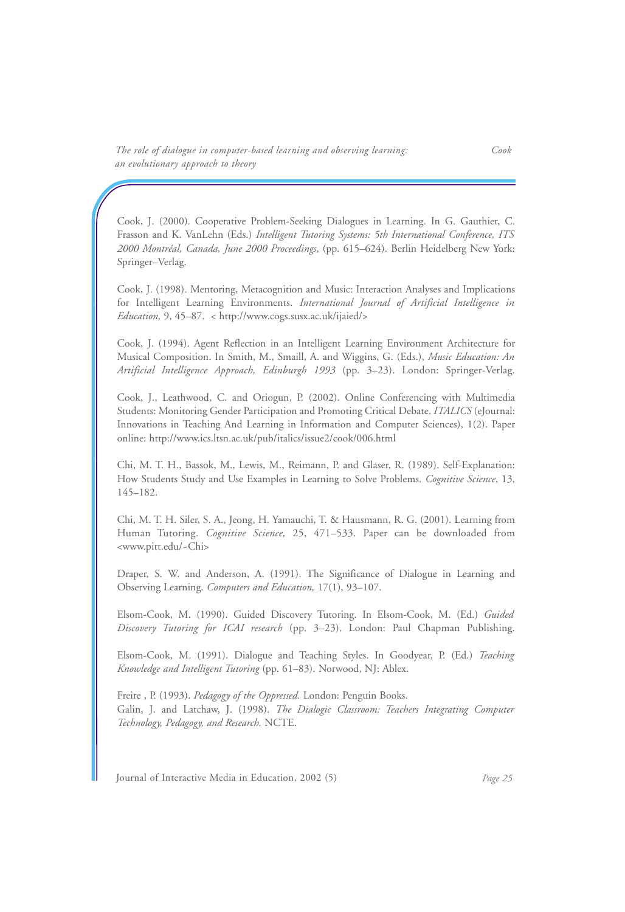Cook, J. (2000). Cooperative Problem-Seeking Dialogues in Learning. In G. Gauthier, C. Frasson and K. VanLehn (Eds.) *Intelligent Tutoring Systems: 5th International Conference, ITS 2000 Montréal, Canada, June 2000 Proceedings*, (pp. 615–624). Berlin Heidelberg New York: Springer–Verlag.

Cook, J. (1998). Mentoring, Metacognition and Music: Interaction Analyses and Implications for Intelligent Learning Environments. *International Journal of Artificial Intelligence in Education,* 9, 45–87. < http://www.cogs.susx.ac.uk/ijaied/>

Cook, J. (1994). Agent Reflection in an Intelligent Learning Environment Architecture for Musical Composition. In Smith, M., Smaill, A. and Wiggins, G. (Eds.), *Music Education: An Artificial Intelligence Approach, Edinburgh 1993* (pp. 3–23). London: Springer-Verlag.

Cook, J., Leathwood, C. and Oriogun, P. (2002). Online Conferencing with Multimedia Students: Monitoring Gender Participation and Promoting Critical Debate. *ITALICS* (eJournal: Innovations in Teaching And Learning in Information and Computer Sciences), 1(2). Paper online: http://www.ics.ltsn.ac.uk/pub/italics/issue2/cook/006.html

Chi, M. T. H., Bassok, M., Lewis, M., Reimann, P. and Glaser, R. (1989). Self-Explanation: How Students Study and Use Examples in Learning to Solve Problems. *Cognitive Science*, 13, 145–182.

Chi, M. T. H. Siler, S. A., Jeong, H. Yamauchi, T. & Hausmann, R. G. (2001). Learning from Human Tutoring. *Cognitive Science,* 25, 471–533. Paper can be downloaded from <www.pitt.edu/~Chi>

Draper, S. W. and Anderson, A. (1991). The Significance of Dialogue in Learning and Observing Learning. *Computers and Education,* 17(1), 93–107.

Elsom-Cook, M. (1990). Guided Discovery Tutoring. In Elsom-Cook, M. (Ed.) *Guided Discovery Tutoring for ICAI research* (pp. 3–23). London: Paul Chapman Publishing.

Elsom-Cook, M. (1991). Dialogue and Teaching Styles. In Goodyear, P. (Ed.) *Teaching Knowledge and Intelligent Tutoring* (pp. 61–83). Norwood, NJ: Ablex.

Freire , P. (1993). *Pedagogy of the Oppressed.* London: Penguin Books.

Galin, J. and Latchaw, J. (1998). *The Dialogic Classroom: Teachers Integrating Computer Technology, Pedagogy, and Research.* NCTE.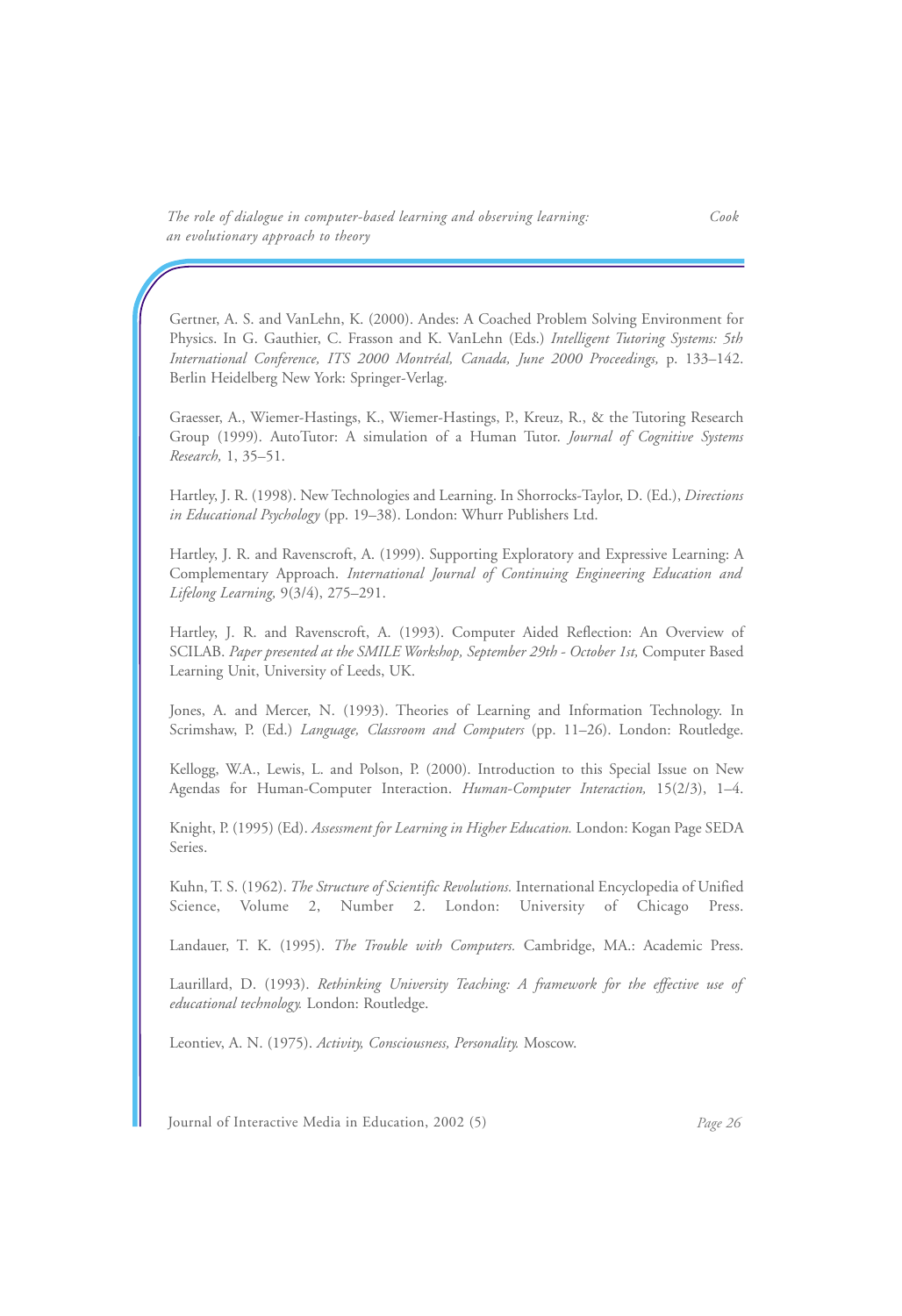Gertner, A. S. and VanLehn, K. (2000). Andes: A Coached Problem Solving Environment for Physics. In G. Gauthier, C. Frasson and K. VanLehn (Eds.) *Intelligent Tutoring Systems: 5th International Conference, ITS 2000 Montréal, Canada, June 2000 Proceedings,* p. 133–142. Berlin Heidelberg New York: Springer-Verlag.

Graesser, A., Wiemer-Hastings, K., Wiemer-Hastings, P., Kreuz, R., & the Tutoring Research Group (1999). AutoTutor: A simulation of a Human Tutor. *Journal of Cognitive Systems Research,* 1, 35–51.

Hartley, J. R. (1998). New Technologies and Learning. In Shorrocks-Taylor, D. (Ed.), *Directions in Educational Psychology* (pp. 19–38). London: Whurr Publishers Ltd.

Hartley, J. R. and Ravenscroft, A. (1999). Supporting Exploratory and Expressive Learning: A Complementary Approach. *International Journal of Continuing Engineering Education and Lifelong Learning,* 9(3/4), 275–291.

Hartley, J. R. and Ravenscroft, A. (1993). Computer Aided Reflection: An Overview of SCILAB. *Paper presented at the SMILE Workshop, September 29th - October 1st,* Computer Based Learning Unit, University of Leeds, UK.

Jones, A. and Mercer, N. (1993). Theories of Learning and Information Technology. In Scrimshaw, P. (Ed.) *Language, Classroom and Computers* (pp. 11–26). London: Routledge.

Kellogg, W.A., Lewis, L. and Polson, P. (2000). Introduction to this Special Issue on New Agendas for Human-Computer Interaction. *Human-Computer Interaction,* 15(2/3), 1–4.

Knight, P. (1995) (Ed). *Assessment for Learning in Higher Education.* London: Kogan Page SEDA Series.

Kuhn, T. S. (1962). *The Structure of Scientific Revolutions.* International Encyclopedia of Unified Science, Volume 2, Number 2. London: University of Chicago Press.

Landauer, T. K. (1995). *The Trouble with Computers.* Cambridge, MA.: Academic Press.

Laurillard, D. (1993). *Rethinking University Teaching: A framework for the effective use of educational technology.* London: Routledge.

Leontiev, A. N. (1975). *Activity, Consciousness, Personality.* Moscow.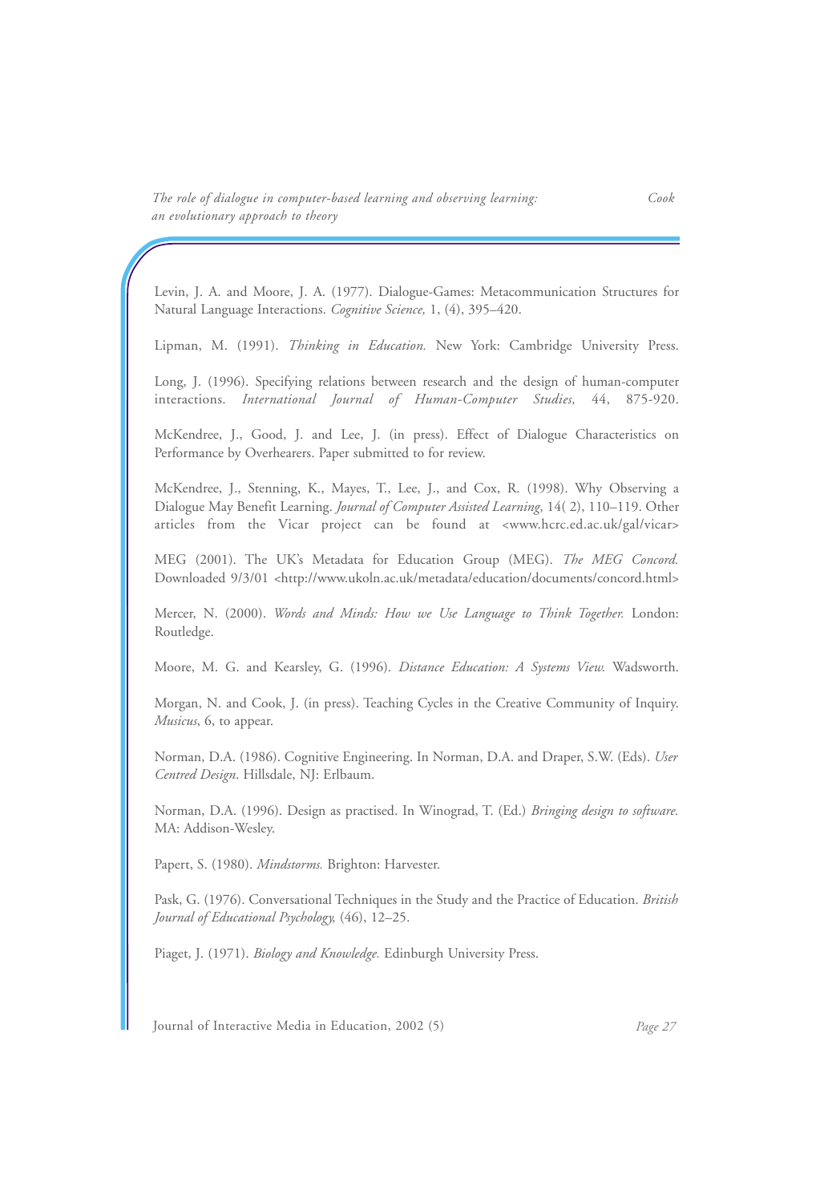Levin, J. A. and Moore, J. A. (1977). Dialogue-Games: Metacommunication Structures for Natural Language Interactions. *Cognitive Science,* 1, (4), 395–420.

Lipman, M. (1991). *Thinking in Education.* New York: Cambridge University Press.

Long, J. (1996). Specifying relations between research and the design of human-computer interactions. *International Journal of Human-Computer Studies,* 44, 875-920.

McKendree, J., Good, J. and Lee, J. (in press). Effect of Dialogue Characteristics on Performance by Overhearers. Paper submitted to for review.

McKendree, J., Stenning, K., Mayes, T., Lee, J., and Cox, R. (1998). Why Observing a Dialogue May Benefit Learning. *Journal of Computer Assisted Learning*, 14( 2), 110–119. Other articles from the Vicar project can be found at <www.hcrc.ed.ac.uk/gal/vicar>

MEG (2001). The UK's Metadata for Education Group (MEG). *The MEG Concord.* Downloaded 9/3/01 <http://www.ukoln.ac.uk/metadata/education/documents/concord.html>

Mercer, N. (2000). *Words and Minds: How we Use Language to Think Together.* London: Routledge.

Moore, M. G. and Kearsley, G. (1996). *Distance Education: A Systems View.* Wadsworth.

Morgan, N. and Cook, J. (in press). Teaching Cycles in the Creative Community of Inquiry. *Musicus*, 6, to appear.

Norman, D.A. (1986). Cognitive Engineering. In Norman, D.A. and Draper, S.W. (Eds). *User Centred Design*. Hillsdale, NJ: Erlbaum.

Norman, D.A. (1996). Design as practised. In Winograd, T. (Ed.) *Bringing design to software.* MA: Addison-Wesley.

Papert, S. (1980). *Mindstorms.* Brighton: Harvester.

Pask, G. (1976). Conversational Techniques in the Study and the Practice of Education. *British Journal of Educational Psychology,* (46), 12–25.

Piaget, J. (1971). *Biology and Knowledge.* Edinburgh University Press.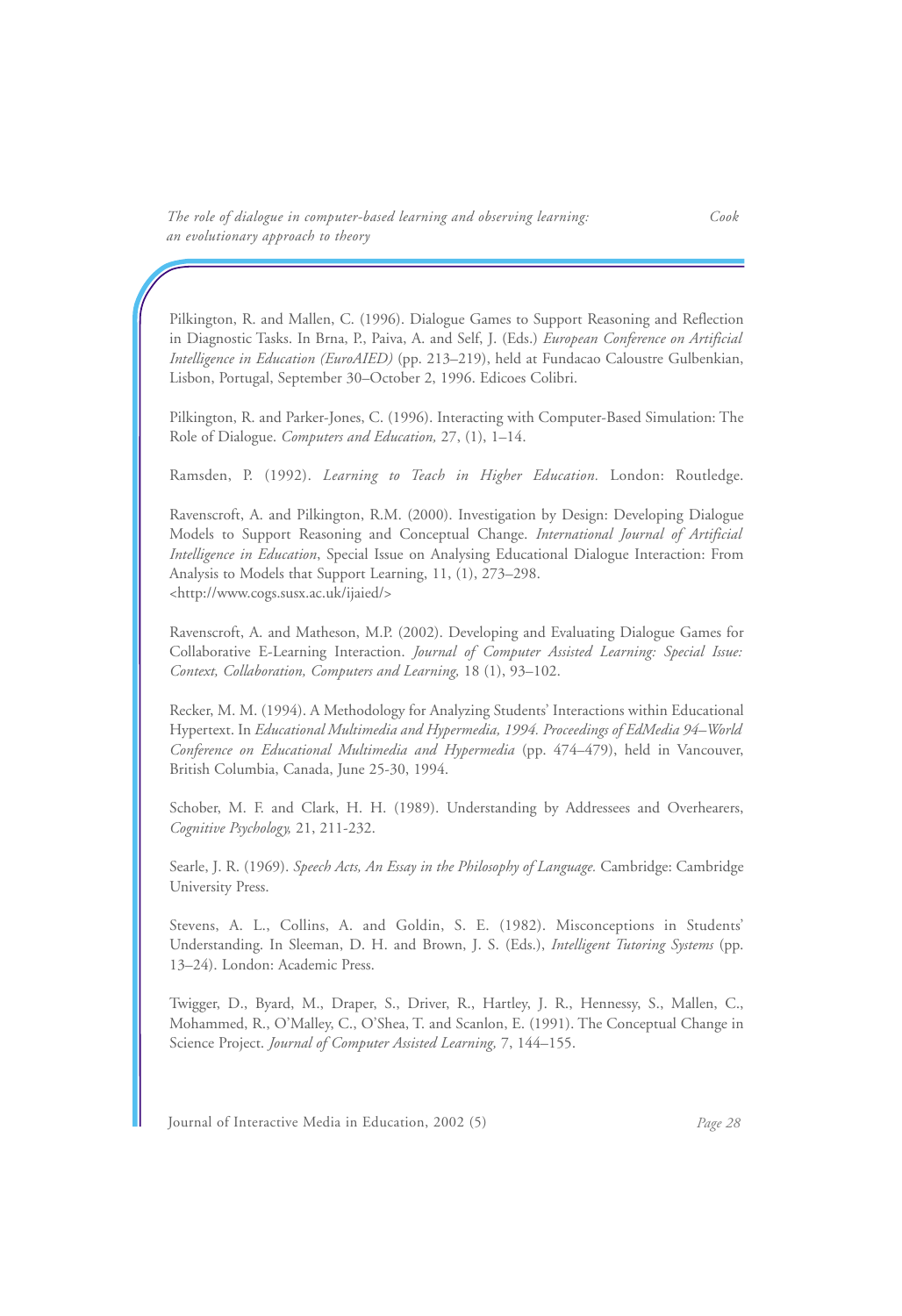Pilkington, R. and Mallen, C. (1996). Dialogue Games to Support Reasoning and Reflection in Diagnostic Tasks. In Brna, P., Paiva, A. and Self, J. (Eds.) *European Conference on Artificial Intelligence in Education (EuroAIED)* (pp. 213–219), held at Fundacao Caloustre Gulbenkian, Lisbon, Portugal, September 30–October 2, 1996. Edicoes Colibri.

Pilkington, R. and Parker-Jones, C. (1996). Interacting with Computer-Based Simulation: The Role of Dialogue. *Computers and Education,* 27, (1), 1–14.

Ramsden, P. (1992). *Learning to Teach in Higher Education.* London: Routledge.

Ravenscroft, A. and Pilkington, R.M. (2000). Investigation by Design: Developing Dialogue Models to Support Reasoning and Conceptual Change. *International Journal of Artificial Intelligence in Education*, Special Issue on Analysing Educational Dialogue Interaction: From Analysis to Models that Support Learning, 11, (1), 273–298. <http://www.cogs.susx.ac.uk/ijaied/>

Ravenscroft, A. and Matheson, M.P. (2002). Developing and Evaluating Dialogue Games for Collaborative E-Learning Interaction. *Journal of Computer Assisted Learning: Special Issue: Context, Collaboration, Computers and Learning,* 18 (1), 93–102.

Recker, M. M. (1994). A Methodology for Analyzing Students' Interactions within Educational Hypertext. In *Educational Multimedia and Hypermedia, 1994. Proceedings of EdMedia 94–World Conference on Educational Multimedia and Hypermedia* (pp. 474–479), held in Vancouver, British Columbia, Canada, June 25-30, 1994.

Schober, M. F. and Clark, H. H. (1989). Understanding by Addressees and Overhearers, *Cognitive Psychology,* 21, 211-232.

Searle, J. R. (1969). *Speech Acts, An Essay in the Philosophy of Language.* Cambridge: Cambridge University Press.

Stevens, A. L., Collins, A. and Goldin, S. E. (1982). Misconceptions in Students' Understanding. In Sleeman, D. H. and Brown, J. S. (Eds.), *Intelligent Tutoring Systems* (pp. 13–24). London: Academic Press.

Twigger, D., Byard, M., Draper, S., Driver, R., Hartley, J. R., Hennessy, S., Mallen, C., Mohammed, R., O'Malley, C., O'Shea, T. and Scanlon, E. (1991). The Conceptual Change in Science Project. *Journal of Computer Assisted Learning,* 7, 144–155.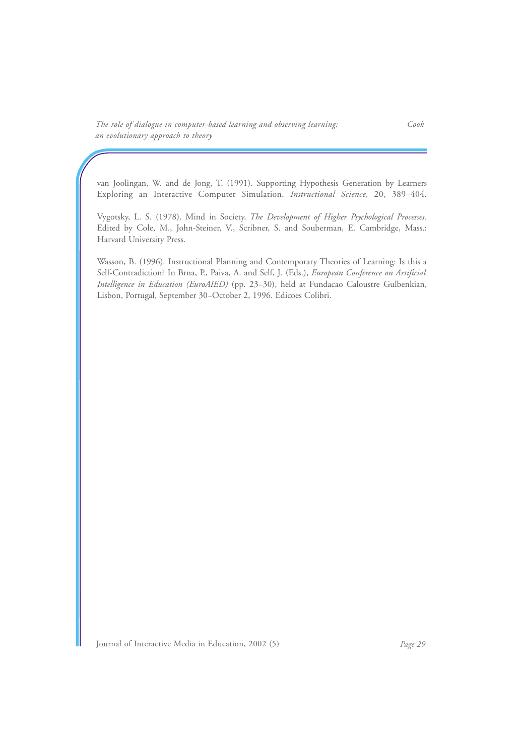van Joolingan, W. and de Jong, T. (1991). Supporting Hypothesis Generation by Learners Exploring an Interactive Computer Simulation. *Instructional Science,* 20, 389–404.

Vygotsky, L. S. (1978). Mind in Society. *The Development of Higher Psychological Processes.* Edited by Cole, M., John-Steiner, V., Scribner, S. and Souberman, E. Cambridge, Mass.: Harvard University Press.

Wasson, B. (1996). Instructional Planning and Contemporary Theories of Learning: Is this a Self-Contradiction? In Brna, P., Paiva, A. and Self, J. (Eds.), *European Conference on Artificial Intelligence in Education (EuroAIED)* (pp. 23–30), held at Fundacao Caloustre Gulbenkian, Lisbon, Portugal, September 30–October 2, 1996. Edicoes Colibri.